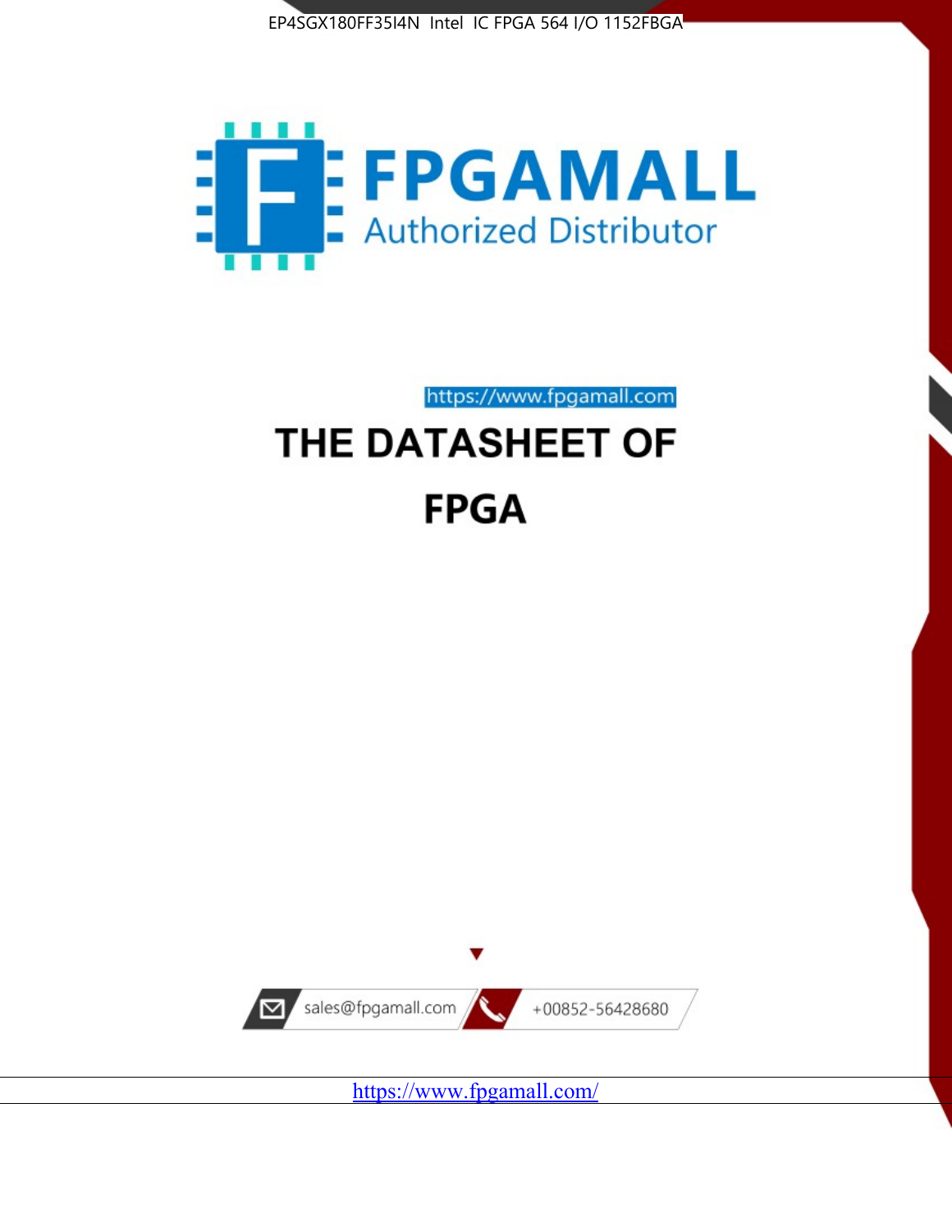EP4SGX180FF35I4N Intel IC FPGA 564 I/O 1152FBGA

FPGAMALL

Authorized Distributor

https://www.fpgamall.com

# THE DATASHEET OF

# FPGA

sales@fpgamall.com

+00852-56428680

https://www.fpgamall.com/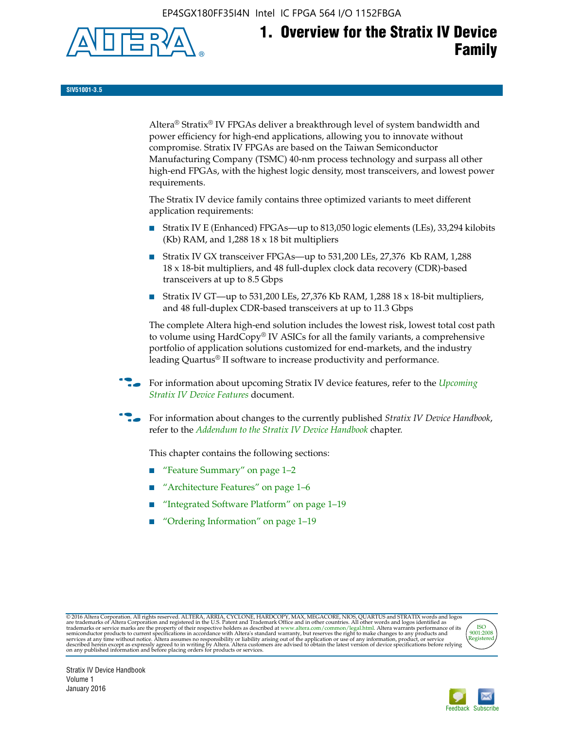# 1. Overview for the Stratix IV Device Family

SIV51001-3.5

Altera® Stratix® IV FPGAs deliver a breakthrough level of system bandwidth and power efficiency for high-end applications, allowing you to innovate without compromise. Stratix IV FPGAs are based on the Taiwan Semiconductor Manufacturing Company (TSMC) 40-nm process technology and surpass all other high-end FPGAs, with the highest logic density, most transceivers, and lowest power requirements.

The Stratix IV device family contains three optimized variants to meet different application requirements:

- Stratix IV E (Enhanced) FPGAs—up to 813,050 logic elements (LEs), 33,294 kilobits (Kb) RAM, and 1,288 18 x 18 bit multipliers
- Stratix IV GX transceiver FPGAs—up to 531,200 LEs, 27,376 Kb RAM, 1,288 18 x 18-bit multipliers, and 48 full-duplex clock data recovery (CDR)-based transceivers at up to 8.5 Gbps
- Stratix IV GT—up to 531,200 LEs, 27,376 Kb RAM, 1,288 18 x 18-bit multipliers, and 48 full-duplex CDR-based transceivers at up to 11.3 Gbps

The complete Altera high-end solution includes the lowest risk, lowest total cost path to volume using HardCopy® IV ASICs for all the family variants, a comprehensive portfolio of application solutions customized for end-markets, and the industry leading Quartus® II software to increase productivity and performance.

For information about upcoming Stratix IV device features, refer to the *Upcoming Stratix IV Device Features* document.

For information about changes to the currently published *Stratix IV Device Handbook*, refer to the *Addendum to the Stratix IV Device Handbook* chapter.

This chapter contains the following sections:

- "Feature Summary" on page 1–2
- "Architecture Features" on page 1–6
- "Integrated Software Platform" on page 1–19
- "Ordering Information" on page 1–19

© 2016 Altera Corporation. All rights reserved. ALTERA, ARRIA, CYCLONE, HARDCOPY, MAX, MEGACORE, NIOS, QUARTUS and STRATIX words and logos are trademarks of Altera Corporation and registered in the U.S. Patent and Trademark Office and in other countries. All other words and logos identified as trademarks or service marks are the property of their respective holders as described at www.altera.com/common/legal.html. Altera warrants performance of its semiconductor products to current specifications in accordance with Altera's standard warranty, but reserves the right to make changes to any products and services at any time without notice. Altera assumes no responsibility or liability arising out of the application or use of any information, product, or service described herein except as expressly agreed to in writing by Altera. Altera customers are advised to obtain the latest version of device specifications before relying on any published information and before placing orders for products or services.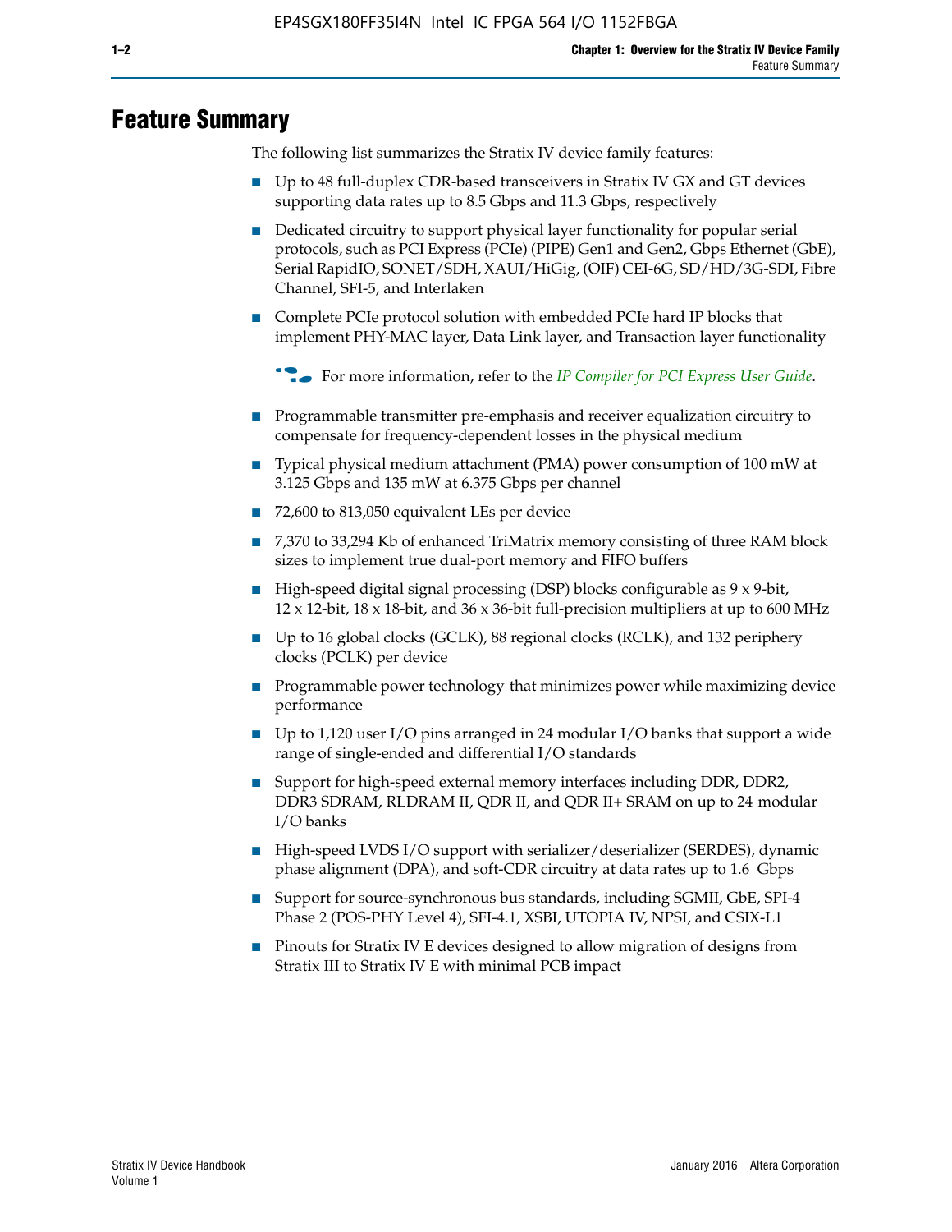# Feature Summary

The following list summarizes the Stratix IV device family features:

- Up to 48 full-duplex CDR-based transceivers in Stratix IV GX and GT devices supporting data rates up to 8.5 Gbps and 11.3 Gbps, respectively
- Dedicated circuitry to support physical layer functionality for popular serial protocols, such as PCI Express (PCIe) (PIPE) Gen1 and Gen2, Gbps Ethernet (GbE), Serial RapidIO, SONET/SDH, XAUI/HiGig, (OIF) CEI-6G, SD/HD/3G-SDI, Fibre Channel, SFI-5, and Interlaken
- Complete PCIe protocol solution with embedded PCIe hard IP blocks that implement PHY-MAC layer, Data Link layer, and Transaction layer functionality

  For more information, refer to the *IP Compiler for PCI Express User Guide*.

- Programmable transmitter pre-emphasis and receiver equalization circuitry to compensate for frequency-dependent losses in the physical medium
- Typical physical medium attachment (PMA) power consumption of 100 mW at 3.125 Gbps and 135 mW at 6.375 Gbps per channel
- 72,600 to 813,050 equivalent LEs per device
- 7,370 to 33,294 Kb of enhanced TriMatrix memory consisting of three RAM block sizes to implement true dual-port memory and FIFO buffers
- High-speed digital signal processing (DSP) blocks configurable as 9 x 9-bit, 12 x 12-bit, 18 x 18-bit, and 36 x 36-bit full-precision multipliers at up to 600 MHz
- Up to 16 global clocks (GCLK), 88 regional clocks (RCLK), and 132 periphery clocks (PCLK) per device
- Programmable power technology that minimizes power while maximizing device performance
- Up to 1,120 user I/O pins arranged in 24 modular I/O banks that support a wide range of single-ended and differential I/O standards
- Support for high-speed external memory interfaces including DDR, DDR2, DDR3 SDRAM, RLDRAM II, QDR II, and QDR II+ SRAM on up to 24 modular I/O banks
- High-speed LVDS I/O support with serializer/deserializer (SERDES), dynamic phase alignment (DPA), and soft-CDR circuitry at data rates up to 1.6 Gbps
- Support for source-synchronous bus standards, including SGMII, GbE, SPI-4 Phase 2 (POS-PHY Level 4), SFI-4.1, XSBI, UTOPIA IV, NPSI, and CSIX-L1
- Pinouts for Stratix IV E devices designed to allow migration of designs from Stratix III to Stratix IV E with minimal PCB impact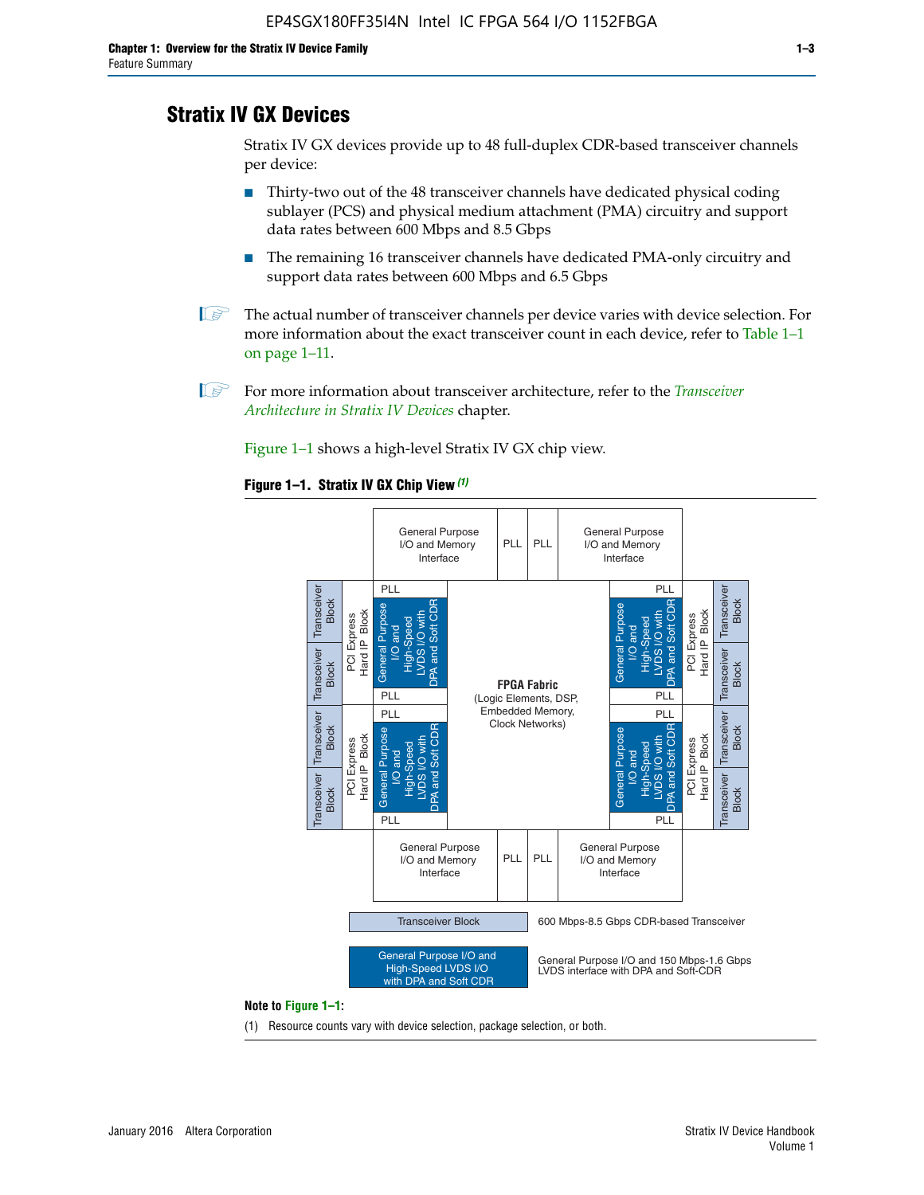## Stratix IV GX Devices

Stratix IV GX devices provide up to 48 full-duplex CDR-based transceiver channels per device:

- Thirty-two out of the 48 transceiver channels have dedicated physical coding sublayer (PCS) and physical medium attachment (PMA) circuitry and support data rates between 600 Mbps and 8.5 Gbps
- The remaining 16 transceiver channels have dedicated PMA-only circuitry and support data rates between 600 Mbps and 6.5 Gbps

The actual number of transceiver channels per device varies with device selection. For more information about the exact transceiver count in each device, refer to Table 1–1 on page 1–11.

For more information about transceiver architecture, refer to the *Transceiver Architecture in Stratix IV Devices* chapter.

Figure 1–1 shows a high-level Stratix IV GX chip view.

**Figure 1–1. Stratix IV GX Chip View** *(1)*

Note to Figure 1–1:

(1) Resource counts vary with device selection, package selection, or both.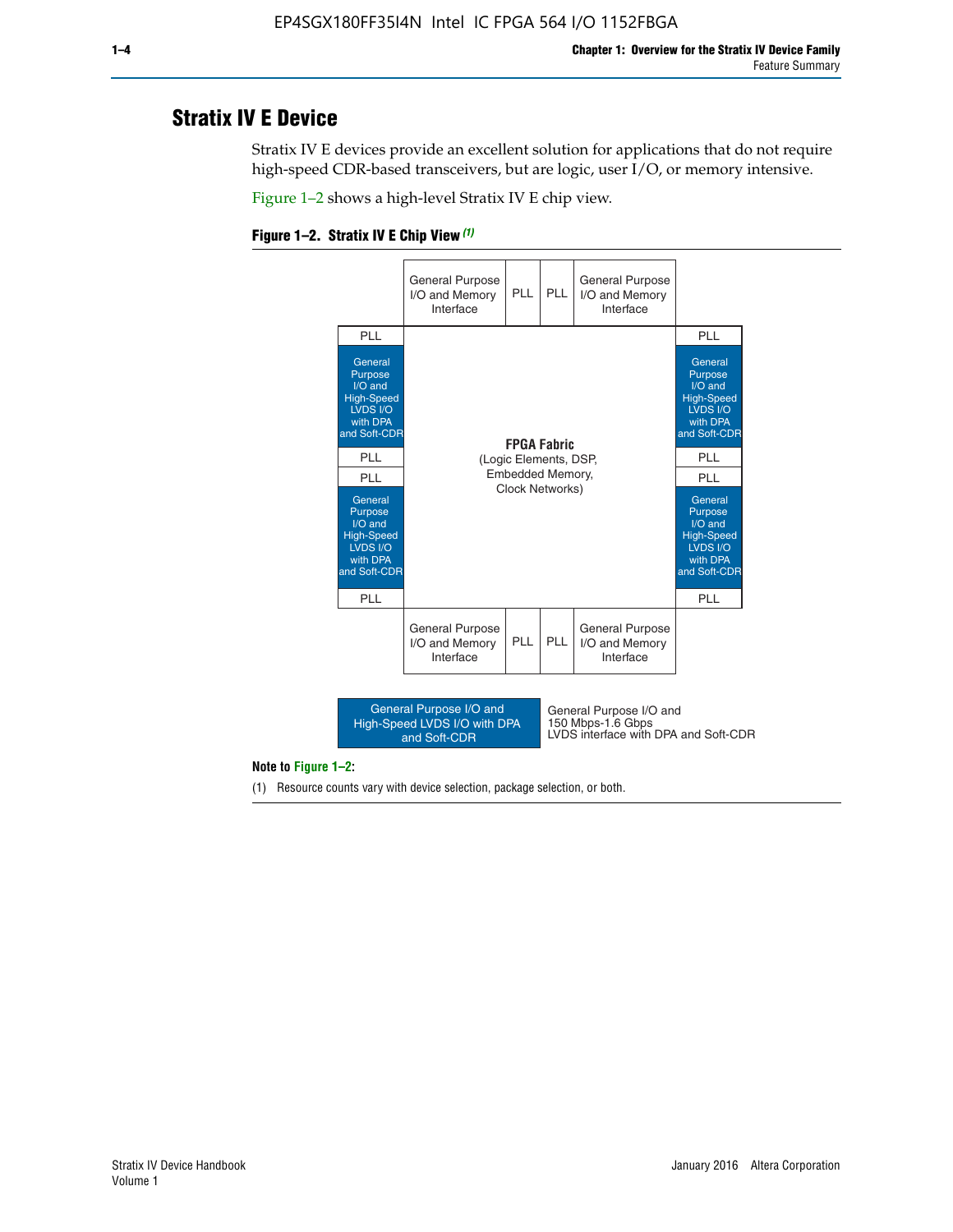# Stratix IV E Device

Stratix IV E devices provide an excellent solution for applications that do not require high-speed CDR-based transceivers, but are logic, user I/O, or memory intensive.

Figure 1–2 shows a high-level Stratix IV E chip view.

**Figure 1–2. Stratix IV E Chip View** *(1)*

| | General Purpose I/O and Memory Interface | PLL | PLL | General Purpose I/O and Memory Interface | |
|---|---|---|---|---|---|
| PLL | | | | | PLL |
| General Purpose I/O and High-Speed LVDS I/O with DPA and Soft-CDR | **FPGA Fabric** (Logic Elements, DSP, Embedded Memory, Clock Networks) | | | | General Purpose I/O and High-Speed LVDS I/O with DPA and Soft-CDR |
| PLL | | | | | PLL |
| PLL | | | | | PLL |
| General Purpose I/O and High-Speed LVDS I/O with DPA and Soft-CDR | | | | | General Purpose I/O and High-Speed LVDS I/O with DPA and Soft-CDR |
| PLL | | | | | PLL |
| | General Purpose I/O and Memory Interface | PLL | PLL | General Purpose I/O and Memory Interface | |

Legend: General Purpose I/O and High-Speed LVDS I/O with DPA and Soft-CDR — General Purpose I/O and 150 Mbps-1.6 Gbps LVDS interface with DPA and Soft-CDR

**Note to Figure 1–2:**

(1) Resource counts vary with device selection, package selection, or both.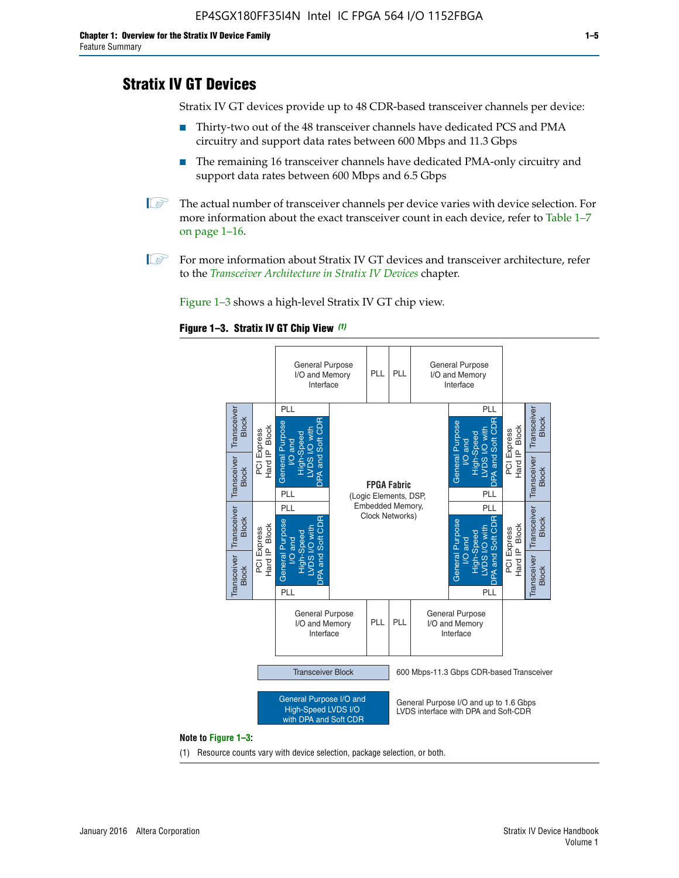## Stratix IV GT Devices

Stratix IV GT devices provide up to 48 CDR-based transceiver channels per device:

- Thirty-two out of the 48 transceiver channels have dedicated PCS and PMA circuitry and support data rates between 600 Mbps and 11.3 Gbps
- The remaining 16 transceiver channels have dedicated PMA-only circuitry and support data rates between 600 Mbps and 6.5 Gbps

The actual number of transceiver channels per device varies with device selection. For more information about the exact transceiver count in each device, refer to Table 1–7 on page 1–16.

For more information about Stratix IV GT devices and transceiver architecture, refer to the *Transceiver Architecture in Stratix IV Devices* chapter.

Figure 1–3 shows a high-level Stratix IV GT chip view.

**Figure 1–3. Stratix IV GT Chip View** *(1)*

General Purpose I/O and Memory Interface | PLL | PLL | General Purpose I/O and Memory Interface

Transceiver Block | Transceiver Block | PCI Express Hard IP Block | PLL | General Purpose I/O and High-Speed LVDS I/O with DPA and Soft CDR | PLL

Transceiver Block | Transceiver Block | PCI Express Hard IP Block | PLL | General Purpose I/O and High-Speed LVDS I/O with DPA and Soft CDR | PLL

**FPGA Fabric** (Logic Elements, DSP, Embedded Memory, Clock Networks)

PLL | General Purpose I/O and High-Speed LVDS I/O with DPA and Soft CDR | PLL | PCI Express Hard IP Block | Transceiver Block | Transceiver Block

PLL | General Purpose I/O and High-Speed LVDS I/O with DPA and Soft CDR | PLL | PCI Express Hard IP Block | Transceiver Block | Transceiver Block

General Purpose I/O and Memory Interface | PLL | PLL | General Purpose I/O and Memory Interface

Transceiver Block — 600 Mbps-11.3 Gbps CDR-based Transceiver

General Purpose I/O and High-Speed LVDS I/O with DPA and Soft CDR — General Purpose I/O and up to 1.6 Gbps LVDS interface with DPA and Soft-CDR

**Note to Figure 1–3:**

(1) Resource counts vary with device selection, package selection, or both.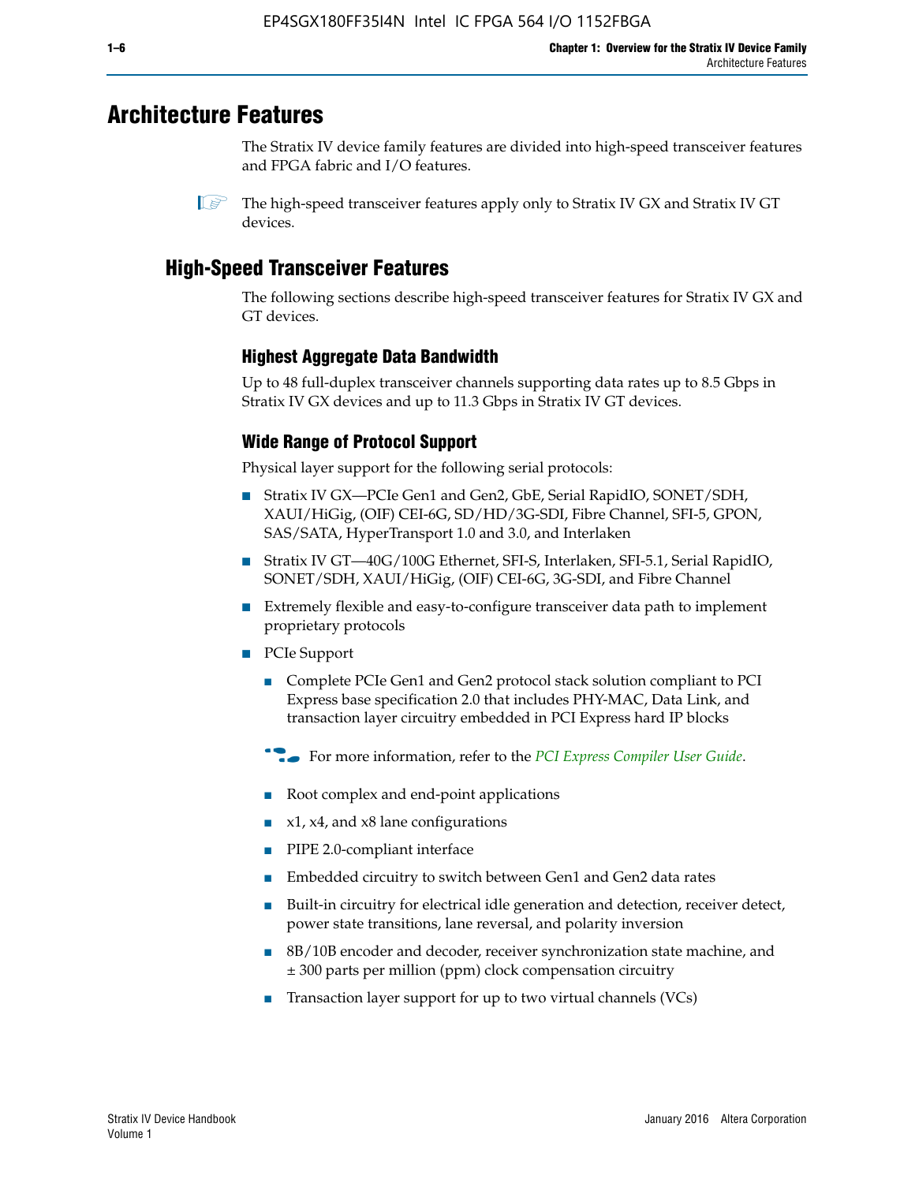# Architecture Features

The Stratix IV device family features are divided into high-speed transceiver features and FPGA fabric and I/O features.

The high-speed transceiver features apply only to Stratix IV GX and Stratix IV GT devices.

## High-Speed Transceiver Features

The following sections describe high-speed transceiver features for Stratix IV GX and GT devices.

### Highest Aggregate Data Bandwidth

Up to 48 full-duplex transceiver channels supporting data rates up to 8.5 Gbps in Stratix IV GX devices and up to 11.3 Gbps in Stratix IV GT devices.

### Wide Range of Protocol Support

Physical layer support for the following serial protocols:

- Stratix IV GX—PCIe Gen1 and Gen2, GbE, Serial RapidIO, SONET/SDH, XAUI/HiGig, (OIF) CEI-6G, SD/HD/3G-SDI, Fibre Channel, SFI-5, GPON, SAS/SATA, HyperTransport 1.0 and 3.0, and Interlaken
- Stratix IV GT—40G/100G Ethernet, SFI-S, Interlaken, SFI-5.1, Serial RapidIO, SONET/SDH, XAUI/HiGig, (OIF) CEI-6G, 3G-SDI, and Fibre Channel
- Extremely flexible and easy-to-configure transceiver data path to implement proprietary protocols
- PCIe Support
  - Complete PCIe Gen1 and Gen2 protocol stack solution compliant to PCI Express base specification 2.0 that includes PHY-MAC, Data Link, and transaction layer circuitry embedded in PCI Express hard IP blocks

  For more information, refer to the *PCI Express Compiler User Guide*.

  - Root complex and end-point applications
  - x1, x4, and x8 lane configurations
  - PIPE 2.0-compliant interface
  - Embedded circuitry to switch between Gen1 and Gen2 data rates
  - Built-in circuitry for electrical idle generation and detection, receiver detect, power state transitions, lane reversal, and polarity inversion
  - 8B/10B encoder and decoder, receiver synchronization state machine, and ± 300 parts per million (ppm) clock compensation circuitry
  - Transaction layer support for up to two virtual channels (VCs)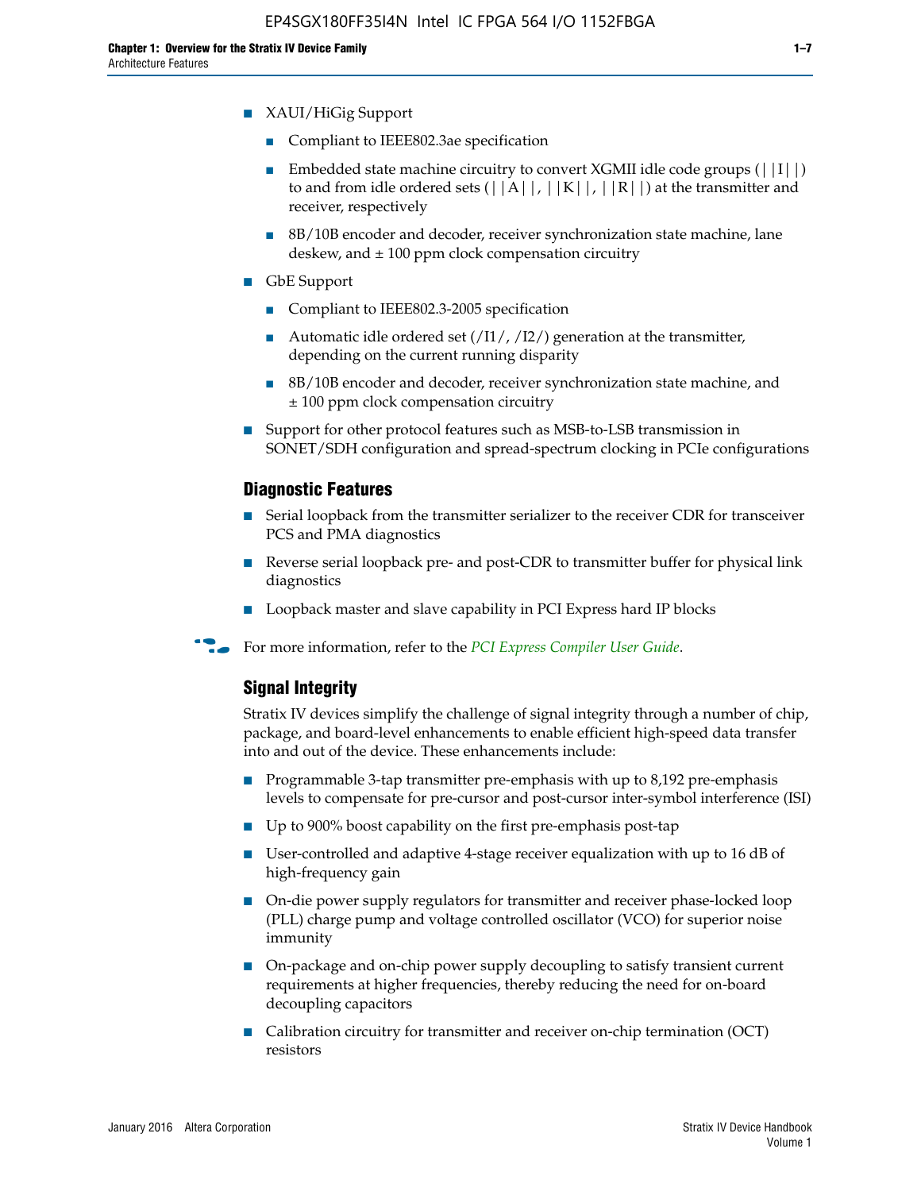- XAUI/HiGig Support
  - Compliant to IEEE802.3ae specification
  - Embedded state machine circuitry to convert XGMII idle code groups (||I||) to and from idle ordered sets (||A||, ||K||, ||R||) at the transmitter and receiver, respectively
  - 8B/10B encoder and decoder, receiver synchronization state machine, lane deskew, and ± 100 ppm clock compensation circuitry
- GbE Support
  - Compliant to IEEE802.3-2005 specification
  - Automatic idle ordered set (/I1/, /I2/) generation at the transmitter, depending on the current running disparity
  - 8B/10B encoder and decoder, receiver synchronization state machine, and ± 100 ppm clock compensation circuitry
- Support for other protocol features such as MSB-to-LSB transmission in SONET/SDH configuration and spread-spectrum clocking in PCIe configurations

### Diagnostic Features

- Serial loopback from the transmitter serializer to the receiver CDR for transceiver PCS and PMA diagnostics
- Reverse serial loopback pre- and post-CDR to transmitter buffer for physical link diagnostics
- Loopback master and slave capability in PCI Express hard IP blocks

For more information, refer to the *PCI Express Compiler User Guide*.

### Signal Integrity

Stratix IV devices simplify the challenge of signal integrity through a number of chip, package, and board-level enhancements to enable efficient high-speed data transfer into and out of the device. These enhancements include:

- Programmable 3-tap transmitter pre-emphasis with up to 8,192 pre-emphasis levels to compensate for pre-cursor and post-cursor inter-symbol interference (ISI)
- Up to 900% boost capability on the first pre-emphasis post-tap
- User-controlled and adaptive 4-stage receiver equalization with up to 16 dB of high-frequency gain
- On-die power supply regulators for transmitter and receiver phase-locked loop (PLL) charge pump and voltage controlled oscillator (VCO) for superior noise immunity
- On-package and on-chip power supply decoupling to satisfy transient current requirements at higher frequencies, thereby reducing the need for on-board decoupling capacitors
- Calibration circuitry for transmitter and receiver on-chip termination (OCT) resistors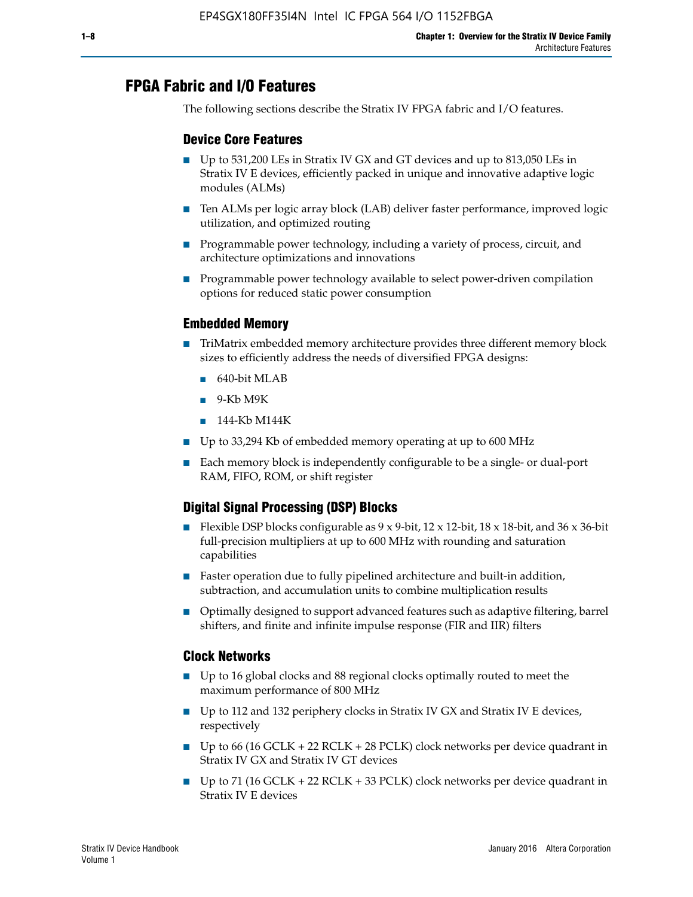## FPGA Fabric and I/O Features

The following sections describe the Stratix IV FPGA fabric and I/O features.

### Device Core Features

- Up to 531,200 LEs in Stratix IV GX and GT devices and up to 813,050 LEs in Stratix IV E devices, efficiently packed in unique and innovative adaptive logic modules (ALMs)
- Ten ALMs per logic array block (LAB) deliver faster performance, improved logic utilization, and optimized routing
- Programmable power technology, including a variety of process, circuit, and architecture optimizations and innovations
- Programmable power technology available to select power-driven compilation options for reduced static power consumption

### Embedded Memory

- TriMatrix embedded memory architecture provides three different memory block sizes to efficiently address the needs of diversified FPGA designs:
  - 640-bit MLAB
  - 9-Kb M9K
  - 144-Kb M144K
- Up to 33,294 Kb of embedded memory operating at up to 600 MHz
- Each memory block is independently configurable to be a single- or dual-port RAM, FIFO, ROM, or shift register

### Digital Signal Processing (DSP) Blocks

- Flexible DSP blocks configurable as 9 x 9-bit, 12 x 12-bit, 18 x 18-bit, and 36 x 36-bit full-precision multipliers at up to 600 MHz with rounding and saturation capabilities
- Faster operation due to fully pipelined architecture and built-in addition, subtraction, and accumulation units to combine multiplication results
- Optimally designed to support advanced features such as adaptive filtering, barrel shifters, and finite and infinite impulse response (FIR and IIR) filters

### Clock Networks

- Up to 16 global clocks and 88 regional clocks optimally routed to meet the maximum performance of 800 MHz
- Up to 112 and 132 periphery clocks in Stratix IV GX and Stratix IV E devices, respectively
- Up to 66 (16 GCLK + 22 RCLK + 28 PCLK) clock networks per device quadrant in Stratix IV GX and Stratix IV GT devices
- Up to 71 (16 GCLK + 22 RCLK + 33 PCLK) clock networks per device quadrant in Stratix IV E devices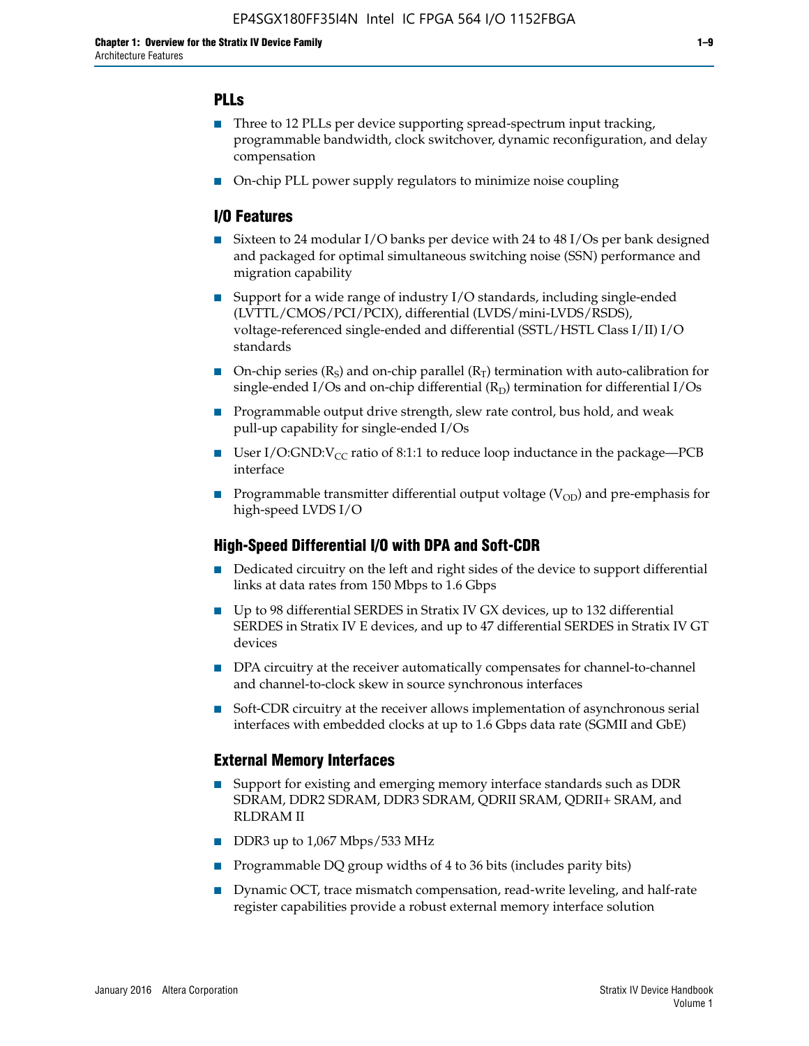## PLLs

- Three to 12 PLLs per device supporting spread-spectrum input tracking, programmable bandwidth, clock switchover, dynamic reconfiguration, and delay compensation
- On-chip PLL power supply regulators to minimize noise coupling

## I/O Features

- Sixteen to 24 modular I/O banks per device with 24 to 48 I/Os per bank designed and packaged for optimal simultaneous switching noise (SSN) performance and migration capability
- Support for a wide range of industry I/O standards, including single-ended (LVTTL/CMOS/PCI/PCIX), differential (LVDS/mini-LVDS/RSDS), voltage-referenced single-ended and differential (SSTL/HSTL Class I/II) I/O standards
- On-chip series ($R_S$) and on-chip parallel ($R_T$) termination with auto-calibration for single-ended I/Os and on-chip differential ($R_D$) termination for differential I/Os
- Programmable output drive strength, slew rate control, bus hold, and weak pull-up capability for single-ended I/Os
- User I/O:GND:$V_{CC}$ ratio of 8:1:1 to reduce loop inductance in the package—PCB interface
- Programmable transmitter differential output voltage ($V_{OD}$) and pre-emphasis for high-speed LVDS I/O

## High-Speed Differential I/O with DPA and Soft-CDR

- Dedicated circuitry on the left and right sides of the device to support differential links at data rates from 150 Mbps to 1.6 Gbps
- Up to 98 differential SERDES in Stratix IV GX devices, up to 132 differential SERDES in Stratix IV E devices, and up to 47 differential SERDES in Stratix IV GT devices
- DPA circuitry at the receiver automatically compensates for channel-to-channel and channel-to-clock skew in source synchronous interfaces
- Soft-CDR circuitry at the receiver allows implementation of asynchronous serial interfaces with embedded clocks at up to 1.6 Gbps data rate (SGMII and GbE)

## External Memory Interfaces

- Support for existing and emerging memory interface standards such as DDR SDRAM, DDR2 SDRAM, DDR3 SDRAM, QDRII SRAM, QDRII+ SRAM, and RLDRAM II
- DDR3 up to 1,067 Mbps/533 MHz
- Programmable DQ group widths of 4 to 36 bits (includes parity bits)
- Dynamic OCT, trace mismatch compensation, read-write leveling, and half-rate register capabilities provide a robust external memory interface solution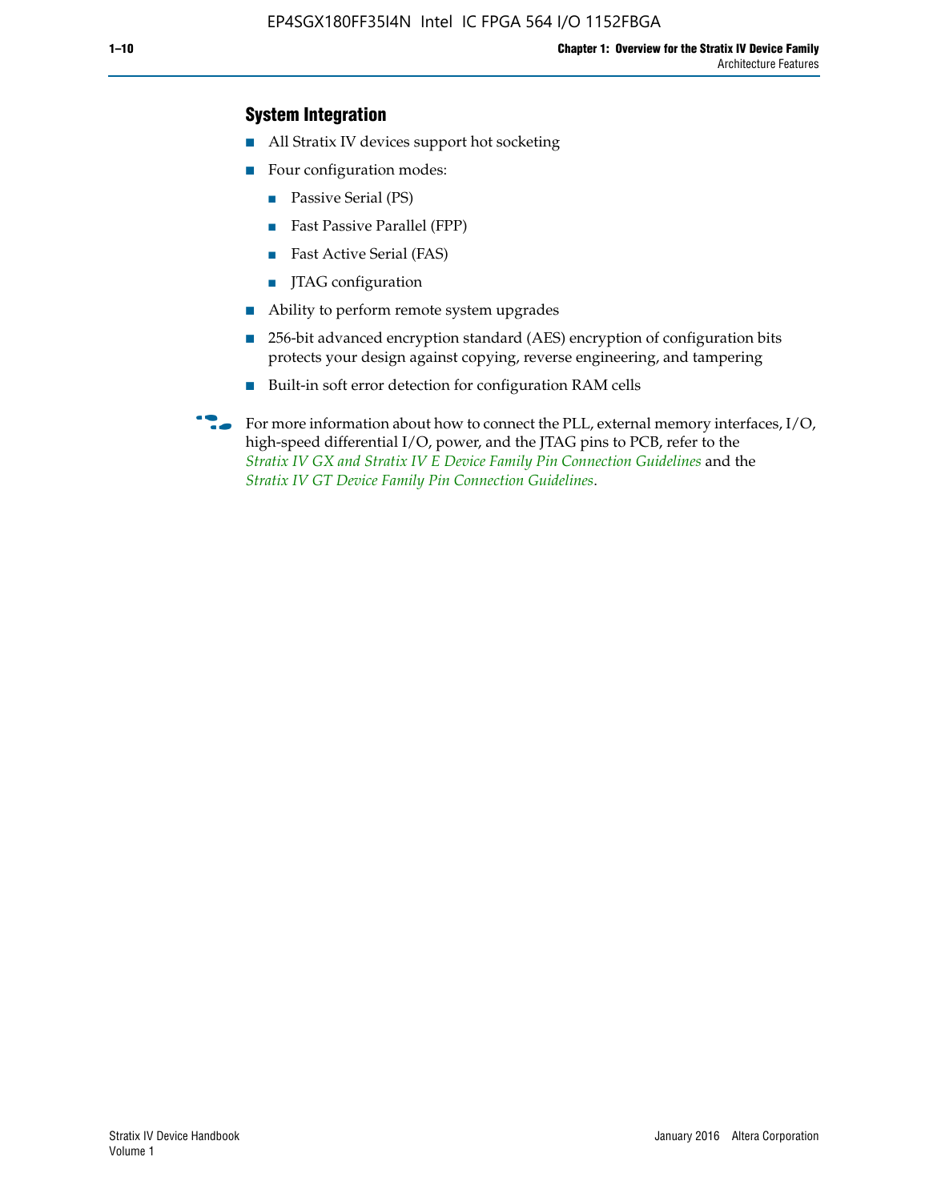### System Integration

- All Stratix IV devices support hot socketing
- Four configuration modes:
  - Passive Serial (PS)
  - Fast Passive Parallel (FPP)
  - Fast Active Serial (FAS)
  - JTAG configuration
- Ability to perform remote system upgrades
- 256-bit advanced encryption standard (AES) encryption of configuration bits protects your design against copying, reverse engineering, and tampering
- Built-in soft error detection for configuration RAM cells

For more information about how to connect the PLL, external memory interfaces, I/O, high-speed differential I/O, power, and the JTAG pins to PCB, refer to the *Stratix IV GX and Stratix IV E Device Family Pin Connection Guidelines* and the *Stratix IV GT Device Family Pin Connection Guidelines*.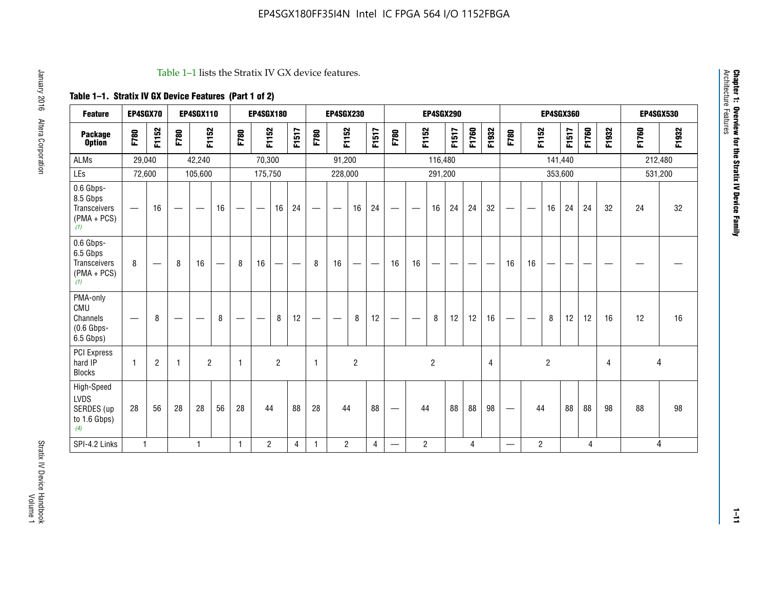Table 1–1 lists the Stratix IV GX device features.

**Table 1–1. Stratix IV GX Device Features (Part 1 of 2)**

| Feature | EP4SGX70 | | EP4SGX110 | | | EP4SGX180 | | | | EP4SGX230 | | | | EP4SGX290 | | | | | | EP4SGX360 | | | | | | EP4SGX530 | |
|---|---|---|---|---|---|---|---|---|---|---|---|---|---|---|---|---|---|---|---|---|---|---|---|---|---|---|---|
| **Package Option** | F780 | F1152 | F780 | F1152 | | F780 | F1152 | | F1517 | F780 | F1152 | | F1517 | F780 | F1152 | | F1517 | F1760 | F1932 | F780 | F1152 | | F1517 | F1760 | F1932 | F1760 | F1932 |
| ALMs | 29,040 | | 42,240 | | | 70,300 | | | | 91,200 | | | | 116,480 | | | | | | 141,440 | | | | | | 212,480 | |
| LEs | 72,600 | | 105,600 | | | 175,750 | | | | 228,000 | | | | 291,200 | | | | | | 353,600 | | | | | | 531,200 | |
| 0.6 Gbps-8.5 Gbps Transceivers (PMA + PCS) (1) | — | 16 | — | — | 16 | — | — | 16 | 24 | — | — | 16 | 24 | — | — | 16 | 24 | 24 | 32 | — | — | 16 | 24 | 24 | 32 | 24 | 32 |
| 0.6 Gbps-6.5 Gbps Transceivers (PMA + PCS) (1) | 8 | — | 8 | 16 | — | 8 | 16 | — | — | 8 | 16 | — | — | 16 | 16 | — | — | — | — | 16 | 16 | — | — | — | — | — | — |
| PMA-only CMU Channels (0.6 Gbps-6.5 Gbps) | — | 8 | — | — | 8 | — | — | 8 | 12 | — | — | 8 | 12 | — | — | 8 | 12 | 12 | 16 | — | — | 8 | 12 | 12 | 16 | 12 | 16 |
| PCI Express hard IP Blocks | 1 | 2 | 1 | 2 | | 1 | 2 | | | 1 | 2 | | | 2 | | | | | 4 | 2 | | | | | 4 | 4 | |
| High-Speed LVDS SERDES (up to 1.6 Gbps) (4) | 28 | 56 | 28 | 28 | 56 | 28 | 44 | | 88 | 28 | 44 | | 88 | — | 44 | | 88 | 88 | 98 | — | 44 | | 88 | 88 | 98 | 88 | 98 |
| SPI-4.2 Links | 1 | | 1 | | | 1 | 2 | | 4 | 1 | 2 | | 4 | — | 2 | | 4 | | | — | 2 | | 4 | | | 4 | |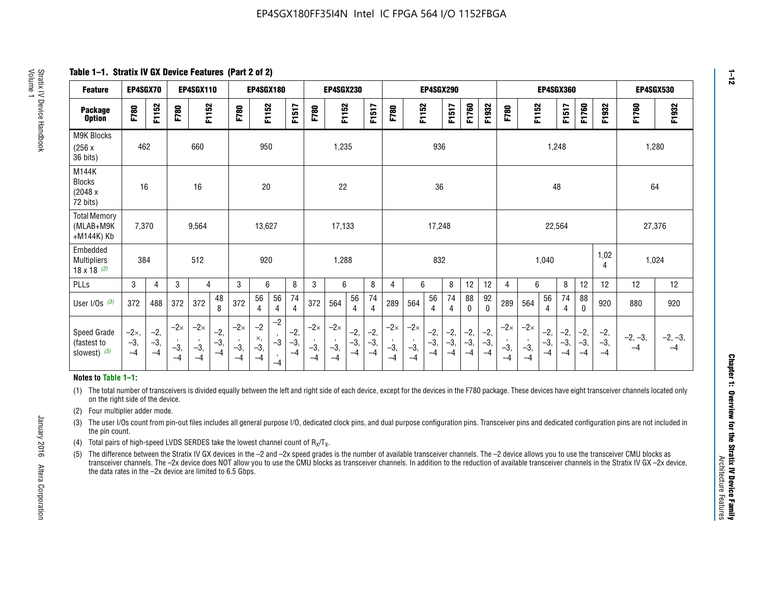## Table 1–1. Stratix IV GX Device Features (Part 2 of 2)

| Feature | EP4SGX70 | | EP4SGX110 | | | EP4SGX180 | | | | EP4SGX230 | | | | EP4SGX290 | | | | | | EP4SGX360 | | | | | | EP4SGX530 | |
|---|---|---|---|---|---|---|---|---|---|---|---|---|---|---|---|---|---|---|---|---|---|---|---|---|---|---|---|
| Package Option | F780 | F1152 | F780 | F1152 | | F780 | F1152 | | F1517 | F780 | F1152 | | F1517 | F780 | F1152 | | F1517 | F1760 | F1932 | F780 | F1152 | | F1517 | F1760 | F1932 | F1760 | F1932 |
| M9K Blocks (256 x 36 bits) | 462 | | 660 | | | 950 | | | | 1,235 | | | | 936 | | | | | | 1,248 | | | | | | 1,280 | |
| M144K Blocks (2048 x 72 bits) | 16 | | 16 | | | 20 | | | | 22 | | | | 36 | | | | | | 48 | | | | | | 64 | |
| Total Memory (MLAB+M9K +M144K) Kb | 7,370 | | 9,564 | | | 13,627 | | | | 17,133 | | | | 17,248 | | | | | | 22,564 | | | | | | 27,376 | |
| Embedded Multipliers 18 x 18 (2) | 384 | | 512 | | | 920 | | | | 1,288 | | | | 832 | | | | | | 1,040 | | | | | 1,024 | 1,024 | |
| PLLs | 3 | 4 | 3 | 4 | | 3 | 6 | | 8 | 3 | 6 | | 8 | 4 | 6 | | 8 | 12 | 12 | 4 | 6 | | 8 | 12 | 12 | 12 | 12 |
| User I/Os (3) | 372 | 488 | 372 | 372 | 488 | 372 | 564 | 564 | 744 | 372 | 564 | 564 | 744 | 289 | 564 | 564 | 744 | 880 | 920 | 289 | 564 | 564 | 744 | 880 | 920 | 880 | 920 |
| Speed Grade (fastest to slowest) (5) | –2×, –3, –4 | –2, –3, –4 | –2×, –3, –4 | –2×, –3, –4 | –2, –3, –4 | –2×, –3, –4 | –2×, –3, –4 | –2, –3, –4 | –2, –3, –4 | –2×, –3, –4 | –2×, –3, –4 | –2, –3, –4 | –2, –3, –4 | –2×, –3, –4 | –2×, –3, –4 | –2, –3, –4 | –2, –3, –4 | –2, –3, –4 | –2, –3, –4 | –2×, –3, –4 | –2×, –3, –4 | –2, –3, –4 | –2, –3, –4 | –2, –3, –4 | –2, –3, –4 | –2, –3, –4 | –2, –3, –4 |

**Notes to Table 1–1:**

(1) The total number of transceivers is divided equally between the left and right side of each device, except for the devices in the F780 package. These devices have eight transceiver channels located only on the right side of the device.

(2) Four multiplier adder mode.

(3) The user I/Os count from pin-out files includes all general purpose I/O, dedicated clock pins, and dual purpose configuration pins. Transceiver pins and dedicated configuration pins are not included in the pin count.

(4) Total pairs of high-speed LVDS SERDES take the lowest channel count of $R_X/T_X$.

(5) The difference between the Stratix IV GX devices in the –2 and –2x speed grades is the number of available transceiver channels. The –2 device allows you to use the transceiver CMU blocks as transceiver channels. The –2x device does NOT allow you to use the CMU blocks as transceiver channels. In addition to the reduction of available transceiver channels in the Stratix IV GX –2x device, the data rates in the –2x device are limited to 6.5 Gbps.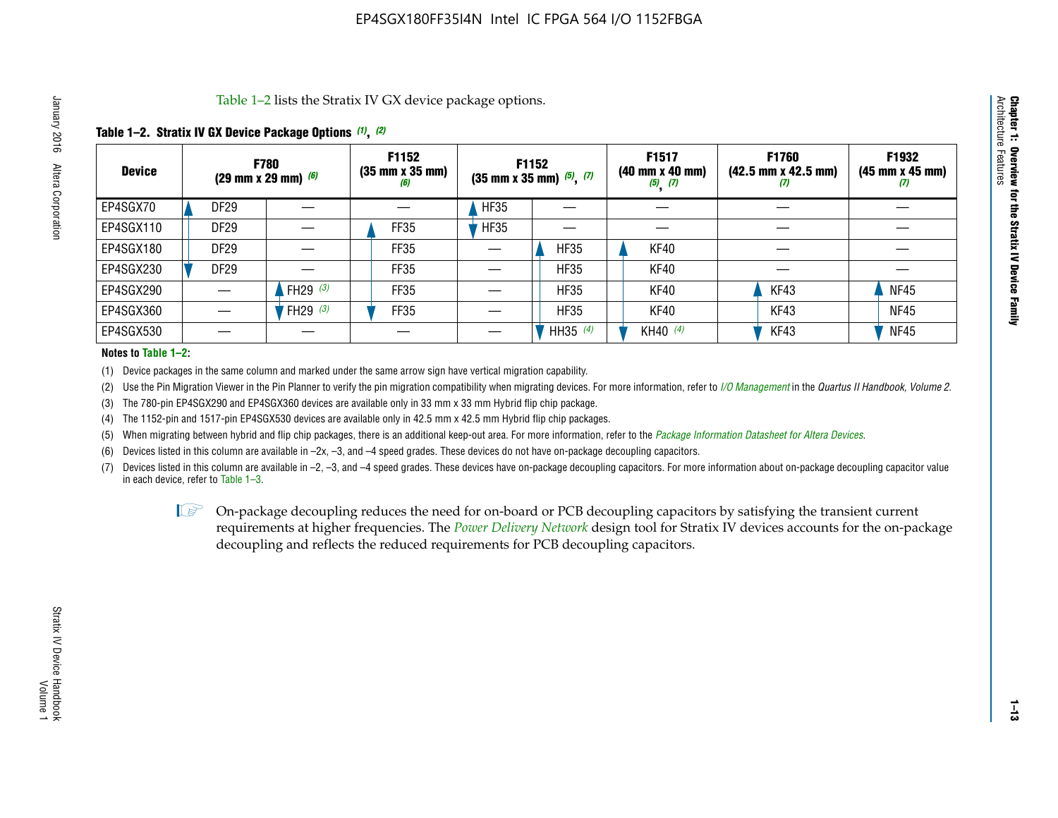Table 1–2 lists the Stratix IV GX device package options.

**Table 1–2. Stratix IV GX Device Package Options (1), (2)**

| Device | F780 (29 mm x 29 mm) (6) | | F1152 (35 mm x 35 mm) (6) | F1152 (35 mm x 35 mm) (5), (7) | | F1517 (40 mm x 40 mm) (5), (7) | F1760 (42.5 mm x 42.5 mm) (7) | F1932 (45 mm x 45 mm) (7) |
|---|---|---|---|---|---|---|---|---|
| EP4SGX70 | DF29 | — | — | HF35 | — | — | — | — |
| EP4SGX110 | DF29 | — | FF35 | HF35 | — | — | — | — |
| EP4SGX180 | DF29 | — | FF35 | — | HF35 | KF40 | — | — |
| EP4SGX230 | DF29 | — | FF35 | — | HF35 | KF40 | — | — |
| EP4SGX290 | — | FH29 (3) | FF35 | — | HF35 | KF40 | KF43 | NF45 |
| EP4SGX360 | — | FH29 (3) | FF35 | — | HF35 | KF40 | KF43 | NF45 |
| EP4SGX530 | — | — | — | — | HH35 (4) | KH40 (4) | KF43 | NF45 |

**Notes to Table 1–2:**

(1) Device packages in the same column and marked under the same arrow sign have vertical migration capability.

(2) Use the Pin Migration Viewer in the Pin Planner to verify the pin migration compatibility when migrating devices. For more information, refer to *I/O Management* in the *Quartus II Handbook, Volume 2*.

(3) The 780-pin EP4SGX290 and EP4SGX360 devices are available only in 33 mm x 33 mm Hybrid flip chip package.

(4) The 1152-pin and 1517-pin EP4SGX530 devices are available only in 42.5 mm x 42.5 mm Hybrid flip chip packages.

(5) When migrating between hybrid and flip chip packages, there is an additional keep-out area. For more information, refer to the *Package Information Datasheet for Altera Devices*.

(6) Devices listed in this column are available in –2x, –3, and –4 speed grades. These devices do not have on-package decoupling capacitors.

(7) Devices listed in this column are available in –2, –3, and –4 speed grades. These devices have on-package decoupling capacitors. For more information about on-package decoupling capacitor value in each device, refer to Table 1–3.

On-package decoupling reduces the need for on-board or PCB decoupling capacitors by satisfying the transient current requirements at higher frequencies. The *Power Delivery Network* design tool for Stratix IV devices accounts for the on-package decoupling and reflects the reduced requirements for PCB decoupling capacitors.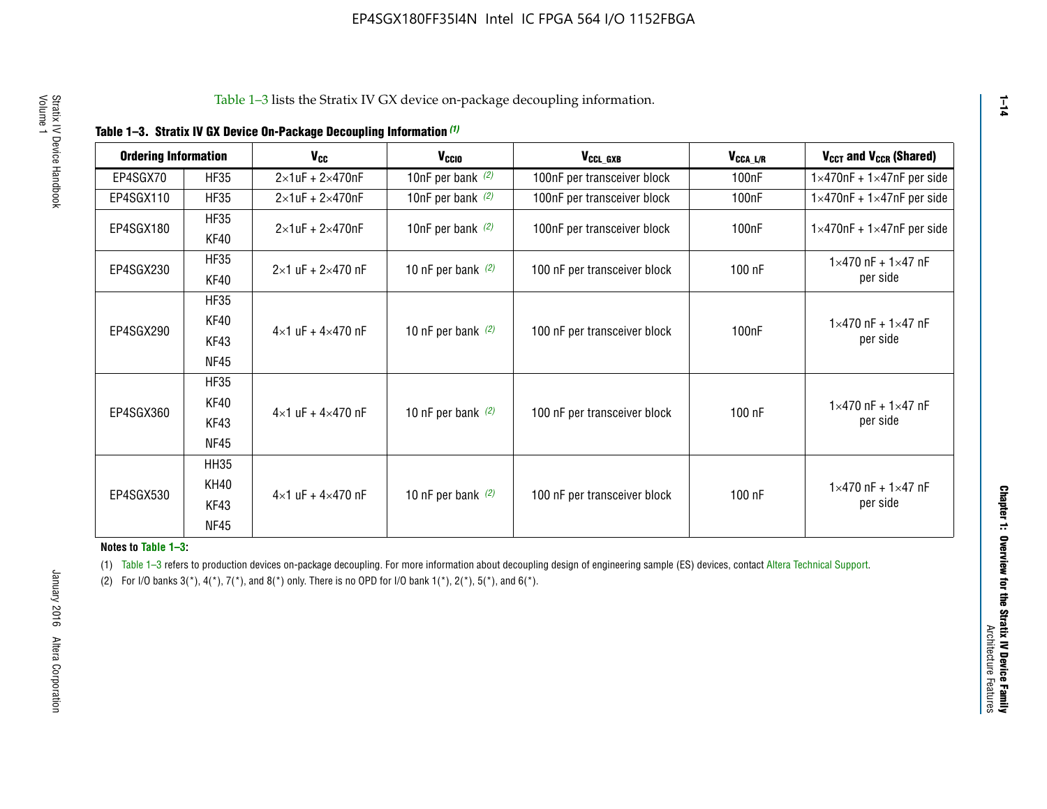Table 1–3 lists the Stratix IV GX device on-package decoupling information.

**Table 1–3. Stratix IV GX Device On-Package Decoupling Information (1)**

| Ordering Information | | $V_{CC}$ | $V_{CCIO}$ | $V_{CCL\_GXB}$ | $V_{CCA\_L/R}$ | $V_{CCT}$ and $V_{CCR}$ (Shared) |
|---|---|---|---|---|---|---|
| EP4SGX70 | HF35 | 2×1uF + 2×470nF | 10nF per bank (2) | 100nF per transceiver block | 100nF | 1×470nF + 1×47nF per side |
| EP4SGX110 | HF35 | 2×1uF + 2×470nF | 10nF per bank (2) | 100nF per transceiver block | 100nF | 1×470nF + 1×47nF per side |
| EP4SGX180 | HF35, KF40 | 2×1uF + 2×470nF | 10nF per bank (2) | 100nF per transceiver block | 100nF | 1×470nF + 1×47nF per side |
| EP4SGX230 | HF35, KF40 | 2×1 uF + 2×470 nF | 10 nF per bank (2) | 100 nF per transceiver block | 100 nF | 1×470 nF + 1×47 nF per side |
| EP4SGX290 | HF35, KF40, KF43, NF45 | 4×1 uF + 4×470 nF | 10 nF per bank (2) | 100 nF per transceiver block | 100nF | 1×470 nF + 1×47 nF per side |
| EP4SGX360 | HF35, KF40, KF43, NF45 | 4×1 uF + 4×470 nF | 10 nF per bank (2) | 100 nF per transceiver block | 100 nF | 1×470 nF + 1×47 nF per side |
| EP4SGX530 | HH35, KH40, KF43, NF45 | 4×1 uF + 4×470 nF | 10 nF per bank (2) | 100 nF per transceiver block | 100 nF | 1×470 nF + 1×47 nF per side |

**Notes to Table 1–3:**

(1) Table 1–3 refers to production devices on-package decoupling. For more information about decoupling design of engineering sample (ES) devices, contact Altera Technical Support.

(2) For I/O banks 3(*), 4(*), 7(*), and 8(*) only. There is no OPD for I/O bank 1(*), 2(*), 5(*), and 6(*).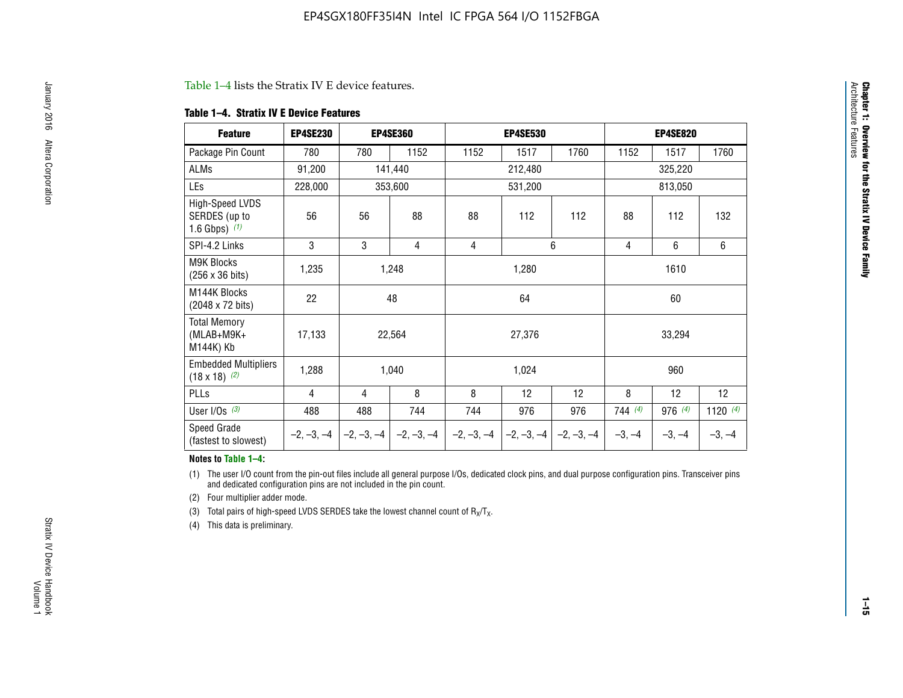Table 1–4 lists the Stratix IV E device features.

**Table 1–4. Stratix IV E Device Features**

| Feature | EP4SE230 | EP4SE360 | | EP4SE530 | | | EP4SE820 | | |
|---|---|---|---|---|---|---|---|---|---|
| Package Pin Count | 780 | 780 | 1152 | 1152 | 1517 | 1760 | 1152 | 1517 | 1760 |
| ALMs | 91,200 | 141,440 | | 212,480 | | | 325,220 | | |
| LEs | 228,000 | 353,600 | | 531,200 | | | 813,050 | | |
| High-Speed LVDS SERDES (up to 1.6 Gbps) (1) | 56 | 56 | 88 | 88 | 112 | 112 | 88 | 112 | 132 |
| SPI-4.2 Links | 3 | 3 | 4 | 4 | 6 | | 4 | 6 | 6 |
| M9K Blocks (256 x 36 bits) | 1,235 | 1,248 | | 1,280 | | | 1610 | | |
| M144K Blocks (2048 x 72 bits) | 22 | 48 | | 64 | | | 60 | | |
| Total Memory (MLAB+M9K+ M144K) Kb | 17,133 | 22,564 | | 27,376 | | | 33,294 | | |
| Embedded Multipliers (18 x 18) (2) | 1,288 | 1,040 | | 1,024 | | | 960 | | |
| PLLs | 4 | 4 | 8 | 8 | 12 | 12 | 8 | 12 | 12 |
| User I/Os (3) | 488 | 488 | 744 | 744 | 976 | 976 | 744 (4) | 976 (4) | 1120 (4) |
| Speed Grade (fastest to slowest) | –2, –3, –4 | –2, –3, –4 | –2, –3, –4 | –2, –3, –4 | –2, –3, –4 | –2, –3, –4 | –3, –4 | –3, –4 | –3, –4 |

**Notes to Table 1–4:**

(1) The user I/O count from the pin-out files include all general purpose I/Os, dedicated clock pins, and dual purpose configuration pins. Transceiver pins and dedicated configuration pins are not included in the pin count.

(2) Four multiplier adder mode.

(3) Total pairs of high-speed LVDS SERDES take the lowest channel count of $R_X/T_X$.

(4) This data is preliminary.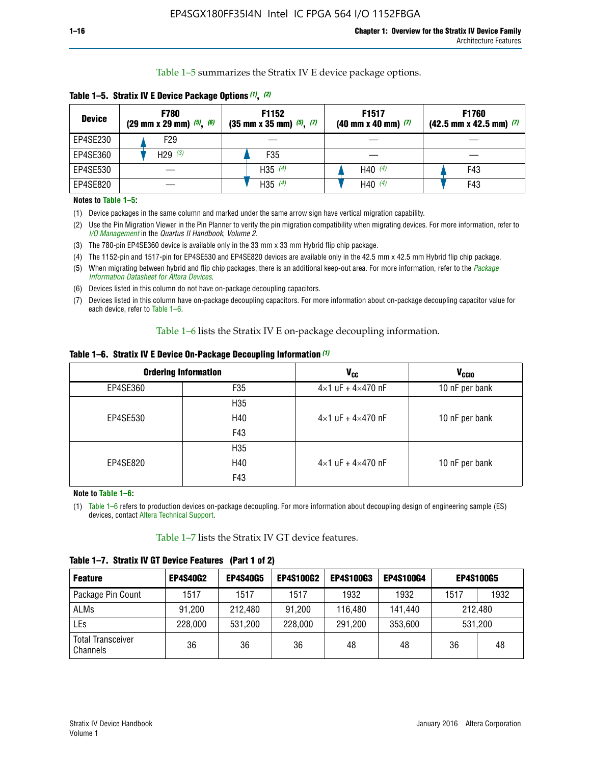Table 1–5 summarizes the Stratix IV E device package options.

**Table 1–5. Stratix IV E Device Package Options (1), (2)**

| Device | F780 (29 mm x 29 mm) (5), (6) | F1152 (35 mm x 35 mm) (5), (7) | F1517 (40 mm x 40 mm) (7) | F1760 (42.5 mm x 42.5 mm) (7) |
|---|---|---|---|---|
| EP4SE230 | F29 | — | — | — |
| EP4SE360 | H29 (3) | F35 | — | — |
| EP4SE530 | — | H35 (4) | H40 (4) | F43 |
| EP4SE820 | — | H35 (4) | H40 (4) | F43 |

**Notes to Table 1–5:**

(1) Device packages in the same column and marked under the same arrow sign have vertical migration capability.

(2) Use the Pin Migration Viewer in the Pin Planner to verify the pin migration compatibility when migrating devices. For more information, refer to *I/O Management* in the *Quartus II Handbook, Volume 2*.

(3) The 780-pin EP4SE360 device is available only in the 33 mm x 33 mm Hybrid flip chip package.

(4) The 1152-pin and 1517-pin for EP4SE530 and EP4SE820 devices are available only in the 42.5 mm x 42.5 mm Hybrid flip chip package.

(5) When migrating between hybrid and flip chip packages, there is an additional keep-out area. For more information, refer to the *Package Information Datasheet for Altera Devices*.

(6) Devices listed in this column do not have on-package decoupling capacitors.

(7) Devices listed in this column have on-package decoupling capacitors. For more information about on-package decoupling capacitor value for each device, refer to Table 1–6.

Table 1–6 lists the Stratix IV E on-package decoupling information.

**Table 1–6. Stratix IV E Device On-Package Decoupling Information (1)**

| Ordering Information | | $V_{CC}$ | $V_{CCIO}$ |
|---|---|---|---|
| EP4SE360 | F35 | 4×1 uF + 4×470 nF | 10 nF per bank |
| EP4SE530 | H35 | 4×1 uF + 4×470 nF | 10 nF per bank |
| | H40 | | |
| | F43 | | |
| EP4SE820 | H35 | 4×1 uF + 4×470 nF | 10 nF per bank |
| | H40 | | |
| | F43 | | |

**Note to Table 1–6:**

(1) Table 1–6 refers to production devices on-package decoupling. For more information about decoupling design of engineering sample (ES) devices, contact Altera Technical Support.

Table 1–7 lists the Stratix IV GT device features.

**Table 1–7. Stratix IV GT Device Features (Part 1 of 2)**

| Feature | EP4S40G2 | EP4S40G5 | EP4S100G2 | EP4S100G3 | EP4S100G4 | EP4S100G5 | |
|---|---|---|---|---|---|---|---|
| Package Pin Count | 1517 | 1517 | 1517 | 1932 | 1932 | 1517 | 1932 |
| ALMs | 91,200 | 212,480 | 91,200 | 116,480 | 141,440 | 212,480 | |
| LEs | 228,000 | 531,200 | 228,000 | 291,200 | 353,600 | 531,200 | |
| Total Transceiver Channels | 36 | 36 | 36 | 48 | 48 | 36 | 48 |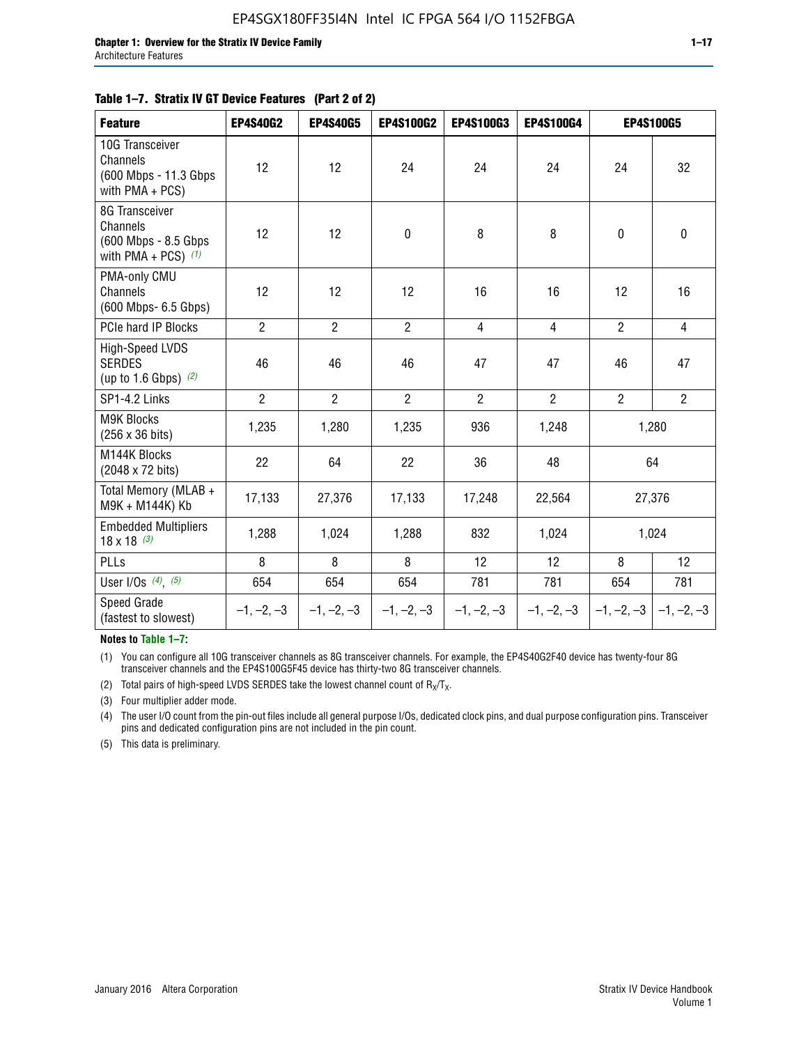**Table 1–7. Stratix IV GT Device Features (Part 2 of 2)**

| Feature | EP4S40G2 | EP4S40G5 | EP4S100G2 | EP4S100G3 | EP4S100G4 | EP4S100G5 | |
|---|---|---|---|---|---|---|---|
| 10G Transceiver Channels (600 Mbps - 11.3 Gbps with PMA + PCS) | 12 | 12 | 24 | 24 | 24 | 24 | 32 |
| 8G Transceiver Channels (600 Mbps - 8.5 Gbps with PMA + PCS) *(1)* | 12 | 12 | 0 | 8 | 8 | 0 | 0 |
| PMA-only CMU Channels (600 Mbps- 6.5 Gbps) | 12 | 12 | 12 | 16 | 16 | 12 | 16 |
| PCIe hard IP Blocks | 2 | 2 | 2 | 4 | 4 | 2 | 4 |
| High-Speed LVDS SERDES (up to 1.6 Gbps) *(2)* | 46 | 46 | 46 | 47 | 47 | 46 | 47 |
| SP1-4.2 Links | 2 | 2 | 2 | 2 | 2 | 2 | 2 |
| M9K Blocks (256 x 36 bits) | 1,235 | 1,280 | 1,235 | 936 | 1,248 | 1,280 | |
| M144K Blocks (2048 x 72 bits) | 22 | 64 | 22 | 36 | 48 | 64 | |
| Total Memory (MLAB + M9K + M144K) Kb | 17,133 | 27,376 | 17,133 | 17,248 | 22,564 | 27,376 | |
| Embedded Multipliers 18 x 18 *(3)* | 1,288 | 1,024 | 1,288 | 832 | 1,024 | 1,024 | |
| PLLs | 8 | 8 | 8 | 12 | 12 | 8 | 12 |
| User I/Os *(4)*, *(5)* | 654 | 654 | 654 | 781 | 781 | 654 | 781 |
| Speed Grade (fastest to slowest) | –1, –2, –3 | –1, –2, –3 | –1, –2, –3 | –1, –2, –3 | –1, –2, –3 | –1, –2, –3 | –1, –2, –3 |

**Notes to Table 1–7:**

(1) You can configure all 10G transceiver channels as 8G transceiver channels. For example, the EP4S40G2F40 device has twenty-four 8G transceiver channels and the EP4S100G5F45 device has thirty-two 8G transceiver channels.

(2) Total pairs of high-speed LVDS SERDES take the lowest channel count of $R_X/T_X$.

(3) Four multiplier adder mode.

(4) The user I/O count from the pin-out files include all general purpose I/Os, dedicated clock pins, and dual purpose configuration pins. Transceiver pins and dedicated configuration pins are not included in the pin count.

(5) This data is preliminary.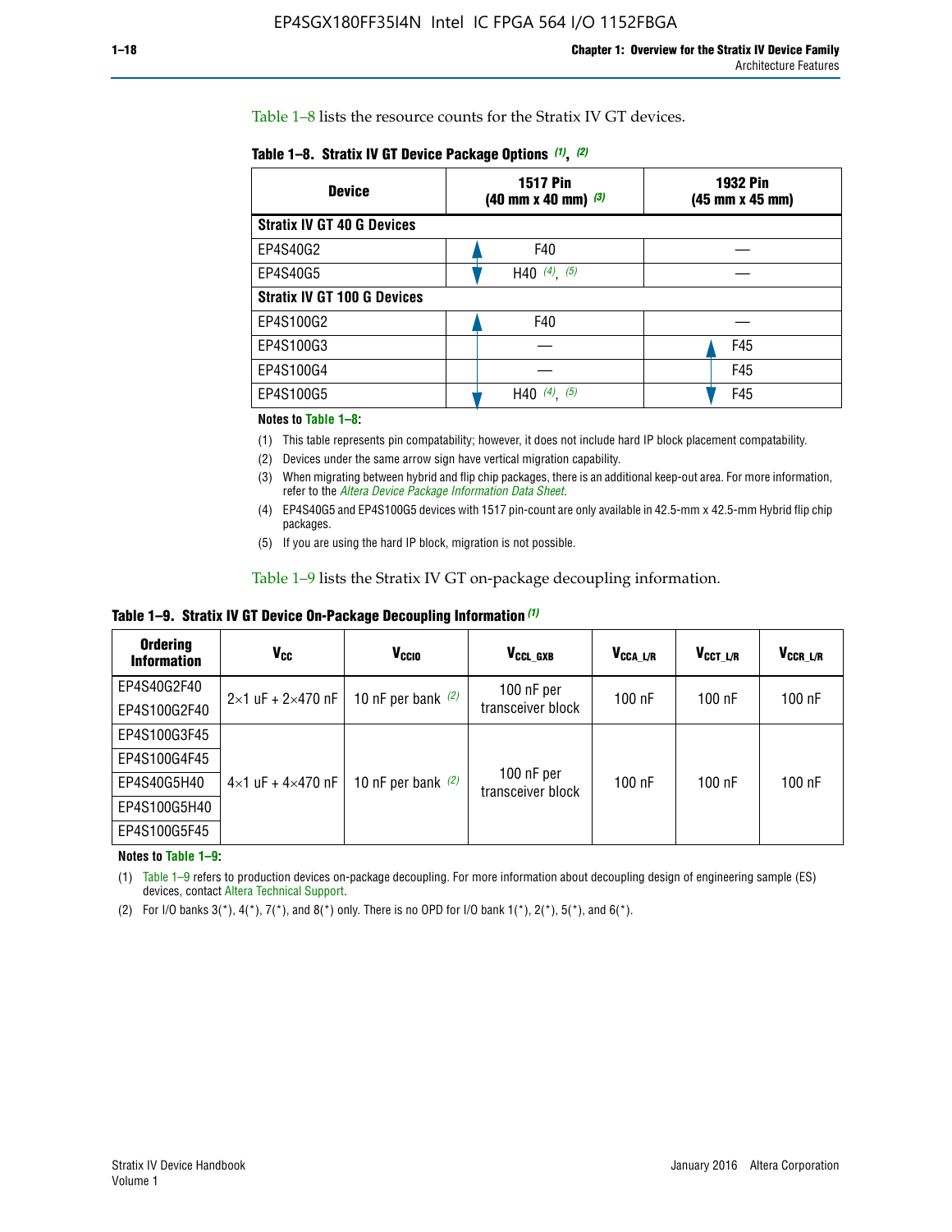Table 1–8 lists the resource counts for the Stratix IV GT devices.

**Table 1–8. Stratix IV GT Device Package Options (1), (2)**

| Device | 1517 Pin (40 mm x 40 mm) (3) | 1932 Pin (45 mm x 45 mm) |
|---|---|---|
| **Stratix IV GT 40 G Devices** | | |
| EP4S40G2 | F40 | — |
| EP4S40G5 | H40 (4), (5) | — |
| **Stratix IV GT 100 G Devices** | | |
| EP4S100G2 | F40 | — |
| EP4S100G3 | — | F45 |
| EP4S100G4 | — | F45 |
| EP4S100G5 | H40 (4), (5) | F45 |

**Notes to Table 1–8:**

(1) This table represents pin compatability; however, it does not include hard IP block placement compatability.

(2) Devices under the same arrow sign have vertical migration capability.

(3) When migrating between hybrid and flip chip packages, there is an additional keep-out area. For more information, refer to the *Altera Device Package Information Data Sheet*.

(4) EP4S40G5 and EP4S100G5 devices with 1517 pin-count are only available in 42.5-mm x 42.5-mm Hybrid flip chip packages.

(5) If you are using the hard IP block, migration is not possible.

Table 1–9 lists the Stratix IV GT on-package decoupling information.

**Table 1–9. Stratix IV GT Device On-Package Decoupling Information (1)**

| Ordering Information | $V_{CC}$ | $V_{CCIO}$ | $V_{CCL\_GXB}$ | $V_{CCA\_L/R}$ | $V_{CCT\_L/R}$ | $V_{CCR\_L/R}$ |
|---|---|---|---|---|---|---|
| EP4S40G2F40 | 2×1 uF + 2×470 nF | 10 nF per bank (2) | 100 nF per transceiver block | 100 nF | 100 nF | 100 nF |
| EP4S100G2F40 | | | | | | |
| EP4S100G3F45 | 4×1 uF + 4×470 nF | 10 nF per bank (2) | 100 nF per transceiver block | 100 nF | 100 nF | 100 nF |
| EP4S100G4F45 | | | | | | |
| EP4S40G5H40 | | | | | | |
| EP4S100G5H40 | | | | | | |
| EP4S100G5F45 | | | | | | |

**Notes to Table 1–9:**

(1) Table 1–9 refers to production devices on-package decoupling. For more information about decoupling design of engineering sample (ES) devices, contact Altera Technical Support.

(2) For I/O banks 3(*), 4(*), 7(*), and 8(*) only. There is no OPD for I/O bank 1(*), 2(*), 5(*), and 6(*).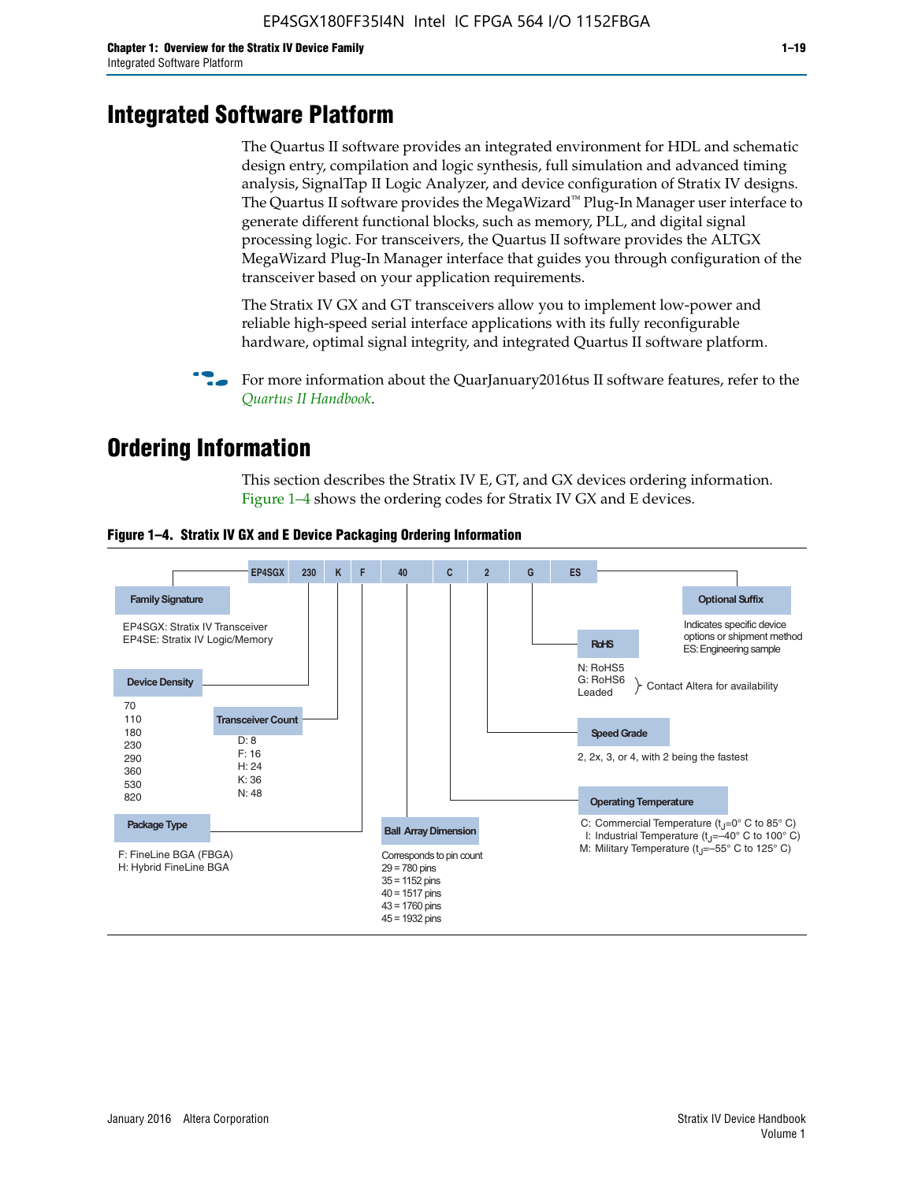# Integrated Software Platform

The Quartus II software provides an integrated environment for HDL and schematic design entry, compilation and logic synthesis, full simulation and advanced timing analysis, SignalTap II Logic Analyzer, and device configuration of Stratix IV designs. The Quartus II software provides the MegaWizard™ Plug-In Manager user interface to generate different functional blocks, such as memory, PLL, and digital signal processing logic. For transceivers, the Quartus II software provides the ALTGX MegaWizard Plug-In Manager interface that guides you through configuration of the transceiver based on your application requirements.

The Stratix IV GX and GT transceivers allow you to implement low-power and reliable high-speed serial interface applications with its fully reconfigurable hardware, optimal signal integrity, and integrated Quartus II software platform.

For more information about the QuarJanuary2016tus II software features, refer to the *Quartus II Handbook*.

# Ordering Information

This section describes the Stratix IV E, GT, and GX devices ordering information. Figure 1–4 shows the ordering codes for Stratix IV GX and E devices.

**Figure 1–4. Stratix IV GX and E Device Packaging Ordering Information**

EP4SGX | 230 | K | F | 40 | C | 2 | G | ES

**Family Signature**
- EP4SGX: Stratix IV Transceiver
- EP4SE: Stratix IV Logic/Memory

**Device Density**
70, 110, 180, 230, 290, 360, 530, 820

**Transceiver Count**
- D: 8
- F: 16
- H: 24
- K: 36
- N: 48

**Package Type**
- F: FineLine BGA (FBGA)
- H: Hybrid FineLine BGA

**Ball Array Dimension**
Corresponds to pin count
- 29 = 780 pins
- 35 = 1152 pins
- 40 = 1517 pins
- 43 = 1760 pins
- 45 = 1932 pins

**Operating Temperature**
- C: Commercial Temperature ($t_J$=0° C to 85° C)
- I: Industrial Temperature ($t_J$=–40° C to 100° C)
- M: Military Temperature ($t_J$=–55° C to 125° C)

**Speed Grade**
2, 2x, 3, or 4, with 2 being the fastest

**RoHS**
- N: RoHS5
- G: RoHS6
- Leaded

Contact Altera for availability

**Optional Suffix**
Indicates specific device options or shipment method
ES: Engineering sample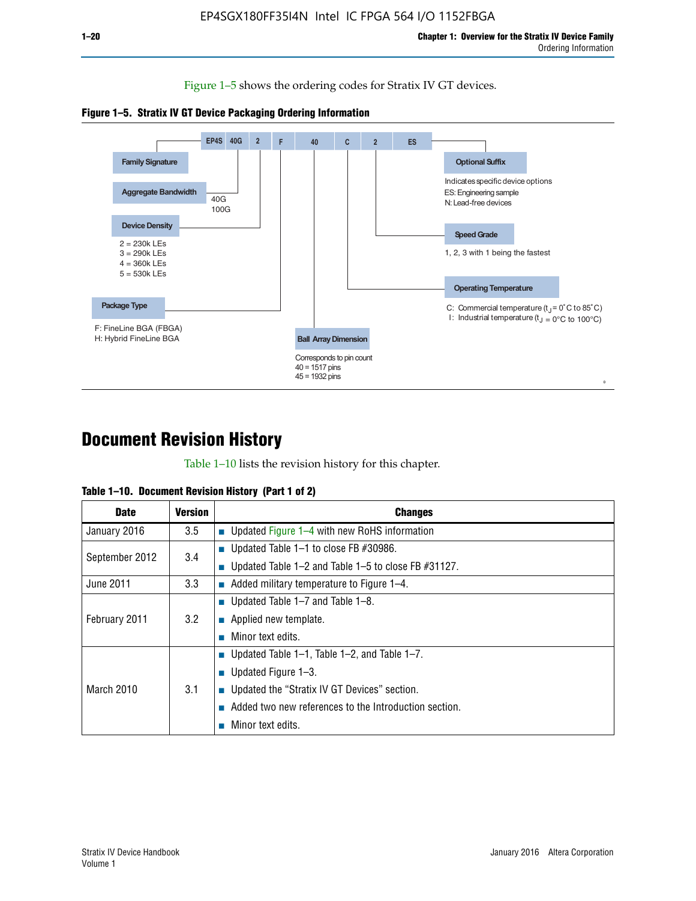Figure 1–5 shows the ordering codes for Stratix IV GT devices.

**Figure 1–5. Stratix IV GT Device Packaging Ordering Information**

EP4S | 40G | 2 | F | 40 | C | 2 | ES

- **Family Signature**
- **Aggregate Bandwidth**
  - 40G
  - 100G
- **Device Density**
  - 2 = 230k LEs
  - 3 = 290k LEs
  - 4 = 360k LEs
  - 5 = 530k LEs
- **Package Type**
  - F: FineLine BGA (FBGA)
  - H: Hybrid FineLine BGA
- **Ball Array Dimension**
  - Corresponds to pin count
  - 40 = 1517 pins
  - 45 = 1932 pins
- **Operating Temperature**
  - C: Commercial temperature ($t_J$ = 0°C to 85°C)
  - I: Industrial temperature ($t_J$ = 0°C to 100°C)
- **Speed Grade**
  - 1, 2, 3 with 1 being the fastest
- **Optional Suffix**
  - Indicates specific device options
  - ES: Engineering sample
  - N: Lead-free devices

# Document Revision History

Table 1–10 lists the revision history for this chapter.

**Table 1–10. Document Revision History (Part 1 of 2)**

| Date | Version | Changes |
|---|---|---|
| January 2016 | 3.5 | ■ Updated Figure 1–4 with new RoHS information |
| September 2012 | 3.4 | ■ Updated Table 1–1 to close FB #30986.<br>■ Updated Table 1–2 and Table 1–5 to close FB #31127. |
| June 2011 | 3.3 | ■ Added military temperature to Figure 1–4. |
| February 2011 | 3.2 | ■ Updated Table 1–7 and Table 1–8.<br>■ Applied new template.<br>■ Minor text edits. |
| March 2010 | 3.1 | ■ Updated Table 1–1, Table 1–2, and Table 1–7.<br>■ Updated Figure 1–3.<br>■ Updated the “Stratix IV GT Devices” section.<br>■ Added two new references to the Introduction section.<br>■ Minor text edits. |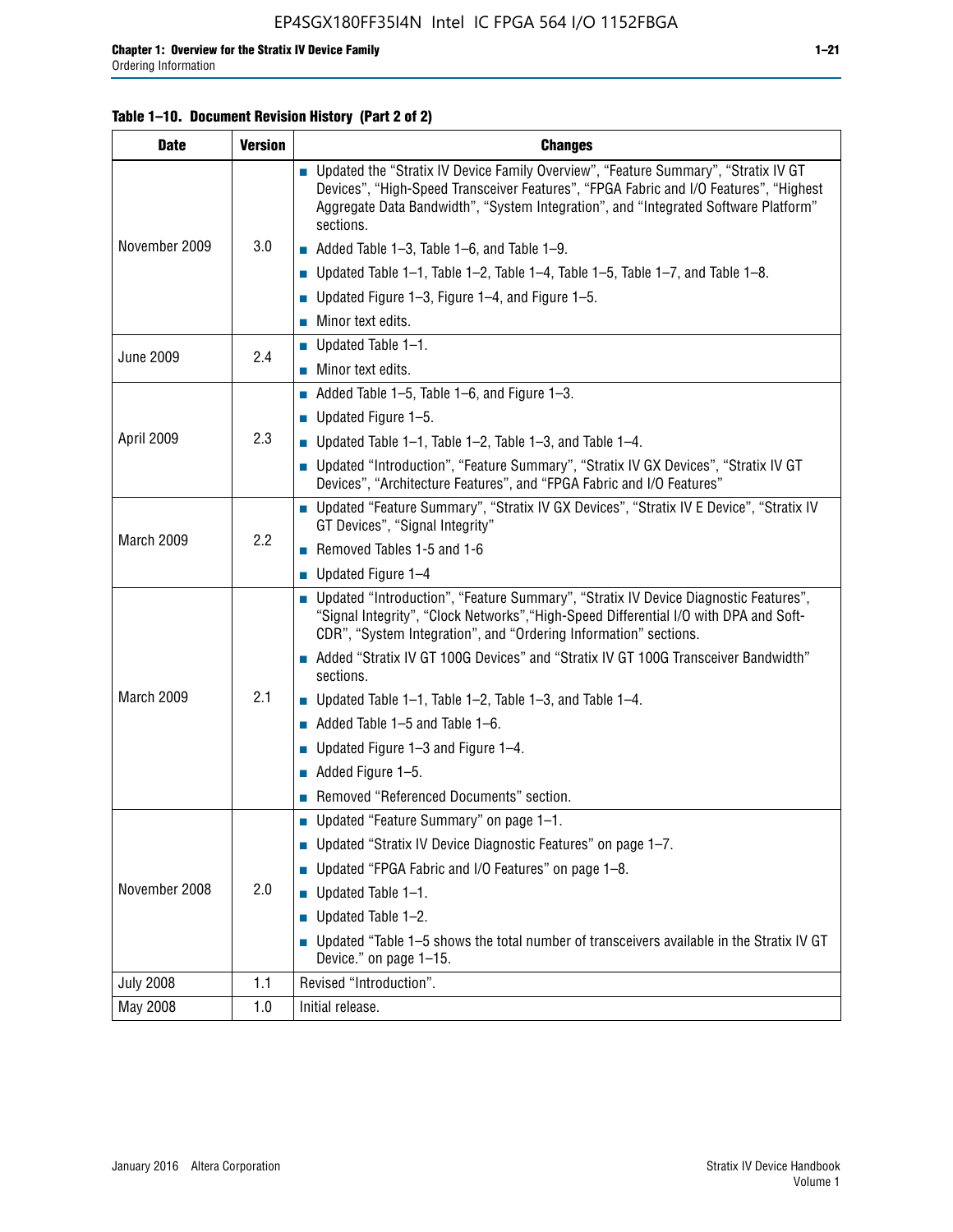**Table 1–10. Document Revision History (Part 2 of 2)**

| Date | Version | Changes |
|---|---|---|
| November 2009 | 3.0 | ■ Updated the "Stratix IV Device Family Overview", "Feature Summary", "Stratix IV GT Devices", "High-Speed Transceiver Features", "FPGA Fabric and I/O Features", "Highest Aggregate Data Bandwidth", "System Integration", and "Integrated Software Platform" sections.<br>■ Added Table 1–3, Table 1–6, and Table 1–9.<br>■ Updated Table 1–1, Table 1–2, Table 1–4, Table 1–5, Table 1–7, and Table 1–8.<br>■ Updated Figure 1–3, Figure 1–4, and Figure 1–5.<br>■ Minor text edits. |
| June 2009 | 2.4 | ■ Updated Table 1–1.<br>■ Minor text edits. |
| April 2009 | 2.3 | ■ Added Table 1–5, Table 1–6, and Figure 1–3.<br>■ Updated Figure 1–5.<br>■ Updated Table 1–1, Table 1–2, Table 1–3, and Table 1–4.<br>■ Updated "Introduction", "Feature Summary", "Stratix IV GX Devices", "Stratix IV GT Devices", "Architecture Features", and "FPGA Fabric and I/O Features" |
| March 2009 | 2.2 | ■ Updated "Feature Summary", "Stratix IV GX Devices", "Stratix IV E Device", "Stratix IV GT Devices", "Signal Integrity"<br>■ Removed Tables 1-5 and 1-6<br>■ Updated Figure 1–4 |
| March 2009 | 2.1 | ■ Updated "Introduction", "Feature Summary", "Stratix IV Device Diagnostic Features", "Signal Integrity", "Clock Networks","High-Speed Differential I/O with DPA and Soft-CDR", "System Integration", and "Ordering Information" sections.<br>■ Added "Stratix IV GT 100G Devices" and "Stratix IV GT 100G Transceiver Bandwidth" sections.<br>■ Updated Table 1–1, Table 1–2, Table 1–3, and Table 1–4.<br>■ Added Table 1–5 and Table 1–6.<br>■ Updated Figure 1–3 and Figure 1–4.<br>■ Added Figure 1–5.<br>■ Removed "Referenced Documents" section. |
| November 2008 | 2.0 | ■ Updated "Feature Summary" on page 1–1.<br>■ Updated "Stratix IV Device Diagnostic Features" on page 1–7.<br>■ Updated "FPGA Fabric and I/O Features" on page 1–8.<br>■ Updated Table 1–1.<br>■ Updated Table 1–2.<br>■ Updated "Table 1–5 shows the total number of transceivers available in the Stratix IV GT Device." on page 1–15. |
| July 2008 | 1.1 | Revised "Introduction". |
| May 2008 | 1.0 | Initial release. |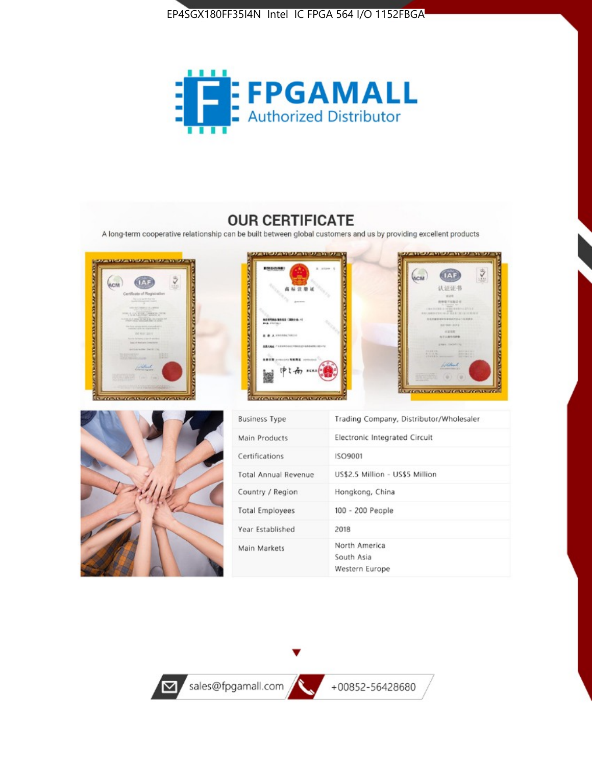FPGAMALL
Authorized Distributor

## OUR CERTIFICATE

A long-term cooperative relationship can be built between global customers and us by providing excellent products

| | |
|---|---|
| Business Type | Trading Company, Distributor/Wholesaler |
| Main Products | Electronic Integrated Circuit |
| Certifications | ISO9001 |
| Total Annual Revenue | US$2.5 Million - US$5 Million |
| Country / Region | Hongkong, China |
| Total Employees | 100 - 200 People |
| Year Established | 2018 |
| Main Markets | North America<br>South Asia<br>Western Europe |

sales@fpgamall.com

+00852-56428680